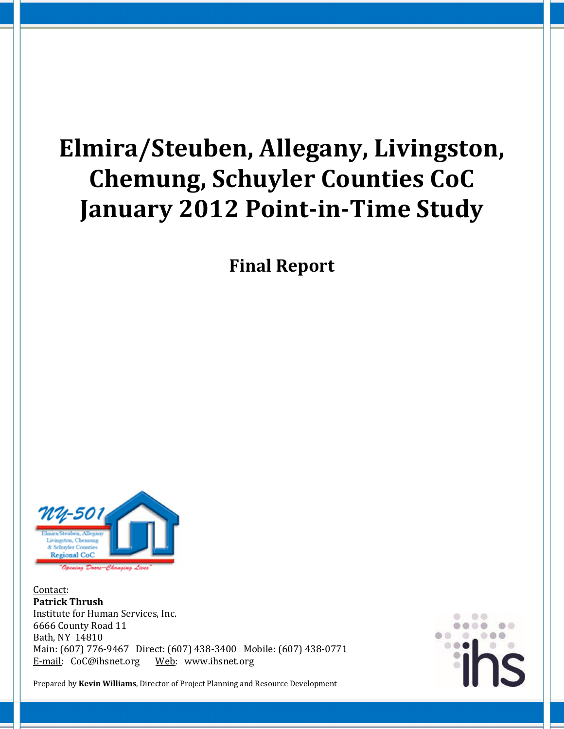# Elmira/Steuben, Allegany, Livingston, Chemung, Schuyler Counties CoC January 2012 Point-in-Time Study

## Final Report

Contact:
**Patrick Thrush**
Institute for Human Services, Inc.
6666 County Road 11
Bath, NY 14810
Main: (607) 776-9467 Direct: (607) 438-3400 Mobile: (607) 438-0771
E-mail: CoC@ihsnet.org Web: www.ihsnet.org

Prepared by **Kevin Williams**, Director of Project Planning and Resource Development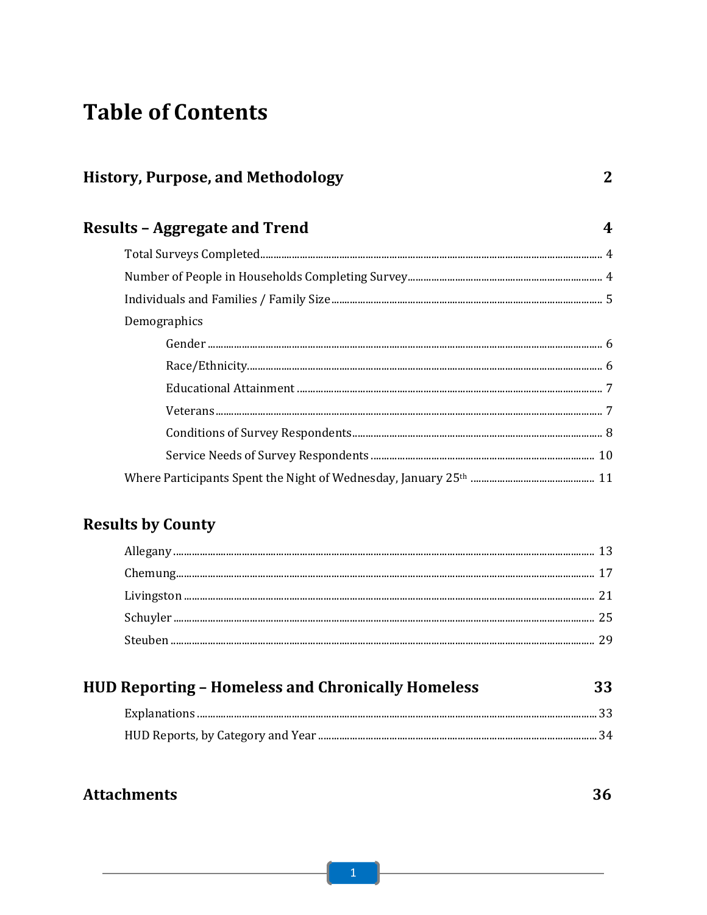# Table of Contents

## History, Purpose, and Methodology — 2

## Results – Aggregate and Trend — 4

- Total Surveys Completed .......... 4
- Number of People in Households Completing Survey .......... 4
- Individuals and Families / Family Size .......... 5
- Demographics
  - Gender .......... 6
  - Race/Ethnicity .......... 6
  - Educational Attainment .......... 7
  - Veterans .......... 7
  - Conditions of Survey Respondents .......... 8
  - Service Needs of Survey Respondents .......... 10
- Where Participants Spent the Night of Wednesday, January 25th .......... 11

## Results by County

- Allegany .......... 13
- Chemung .......... 17
- Livingston .......... 21
- Schuyler .......... 25
- Steuben .......... 29

## HUD Reporting – Homeless and Chronically Homeless — 33

- Explanations .......... 33
- HUD Reports, by Category and Year .......... 34

## Attachments — 36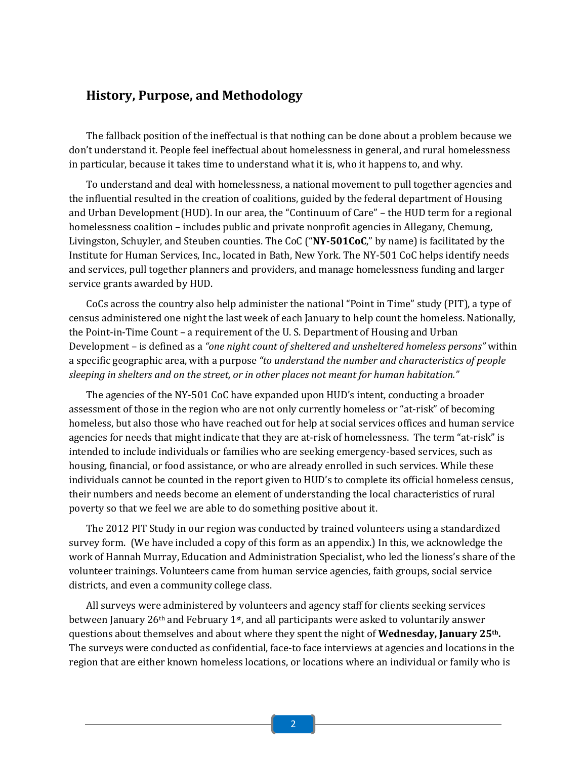## History, Purpose, and Methodology

The fallback position of the ineffectual is that nothing can be done about a problem because we don't understand it. People feel ineffectual about homelessness in general, and rural homelessness in particular, because it takes time to understand what it is, who it happens to, and why.

To understand and deal with homelessness, a national movement to pull together agencies and the influential resulted in the creation of coalitions, guided by the federal department of Housing and Urban Development (HUD). In our area, the "Continuum of Care" – the HUD term for a regional homelessness coalition – includes public and private nonprofit agencies in Allegany, Chemung, Livingston, Schuyler, and Steuben counties. The CoC ("**NY-501CoC**," by name) is facilitated by the Institute for Human Services, Inc., located in Bath, New York. The NY-501 CoC helps identify needs and services, pull together planners and providers, and manage homelessness funding and larger service grants awarded by HUD.

CoCs across the country also help administer the national "Point in Time" study (PIT), a type of census administered one night the last week of each January to help count the homeless. Nationally, the Point-in-Time Count – a requirement of the U. S. Department of Housing and Urban Development – is defined as a *"one night count of sheltered and unsheltered homeless persons"* within a specific geographic area, with a purpose *"to understand the number and characteristics of people sleeping in shelters and on the street, or in other places not meant for human habitation."*

The agencies of the NY-501 CoC have expanded upon HUD's intent, conducting a broader assessment of those in the region who are not only currently homeless or "at-risk" of becoming homeless, but also those who have reached out for help at social services offices and human service agencies for needs that might indicate that they are at-risk of homelessness. The term "at-risk" is intended to include individuals or families who are seeking emergency-based services, such as housing, financial, or food assistance, or who are already enrolled in such services. While these individuals cannot be counted in the report given to HUD's to complete its official homeless census, their numbers and needs become an element of understanding the local characteristics of rural poverty so that we feel we are able to do something positive about it.

The 2012 PIT Study in our region was conducted by trained volunteers using a standardized survey form. (We have included a copy of this form as an appendix.) In this, we acknowledge the work of Hannah Murray, Education and Administration Specialist, who led the lioness's share of the volunteer trainings. Volunteers came from human service agencies, faith groups, social service districts, and even a community college class.

All surveys were administered by volunteers and agency staff for clients seeking services between January 26th and February 1st, and all participants were asked to voluntarily answer questions about themselves and about where they spent the night of **Wednesday, January 25th.** The surveys were conducted as confidential, face-to face interviews at agencies and locations in the region that are either known homeless locations, or locations where an individual or family who is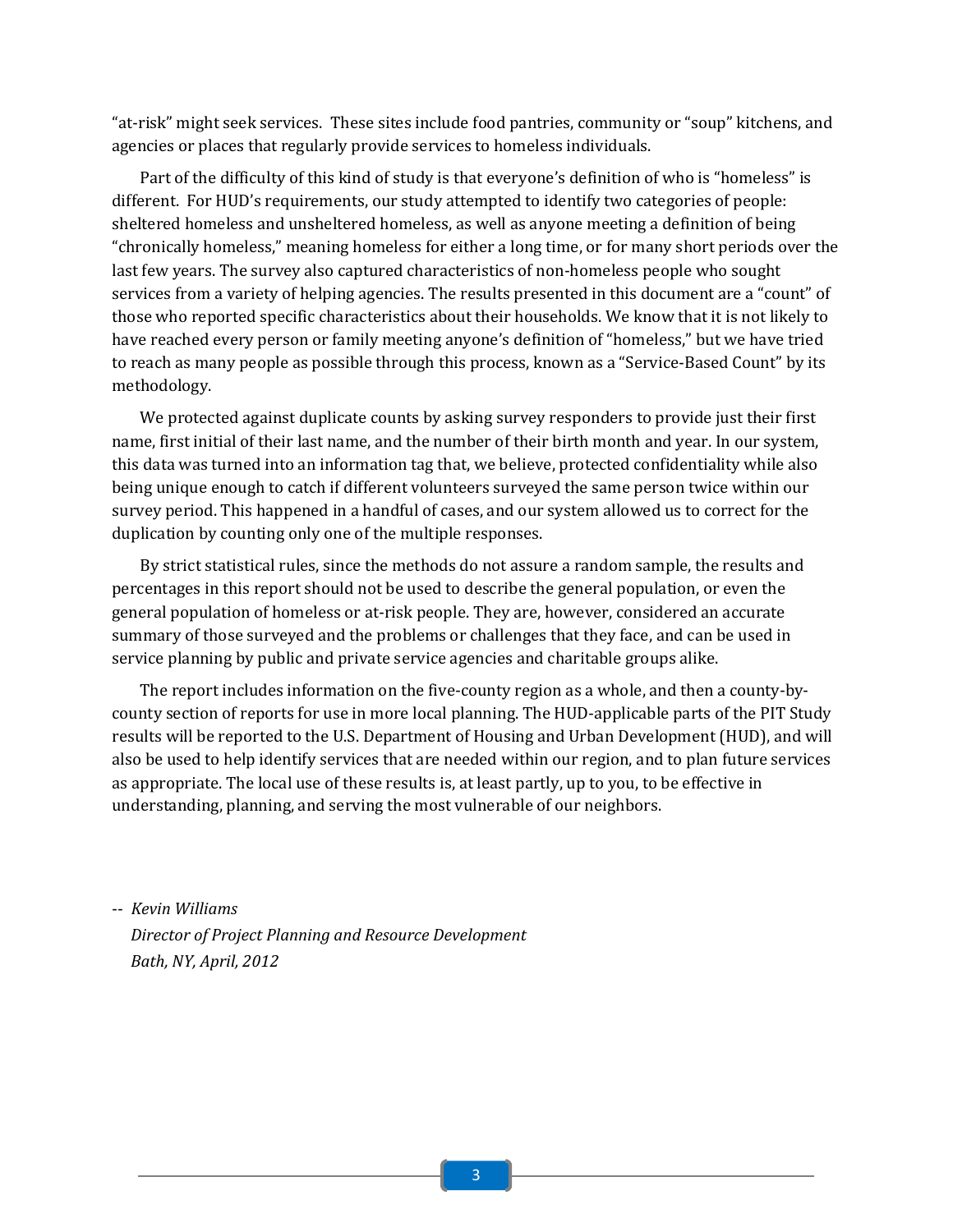"at-risk" might seek services. These sites include food pantries, community or "soup" kitchens, and agencies or places that regularly provide services to homeless individuals.

Part of the difficulty of this kind of study is that everyone's definition of who is "homeless" is different. For HUD's requirements, our study attempted to identify two categories of people: sheltered homeless and unsheltered homeless, as well as anyone meeting a definition of being "chronically homeless," meaning homeless for either a long time, or for many short periods over the last few years. The survey also captured characteristics of non-homeless people who sought services from a variety of helping agencies. The results presented in this document are a "count" of those who reported specific characteristics about their households. We know that it is not likely to have reached every person or family meeting anyone's definition of "homeless," but we have tried to reach as many people as possible through this process, known as a "Service-Based Count" by its methodology.

We protected against duplicate counts by asking survey responders to provide just their first name, first initial of their last name, and the number of their birth month and year. In our system, this data was turned into an information tag that, we believe, protected confidentiality while also being unique enough to catch if different volunteers surveyed the same person twice within our survey period. This happened in a handful of cases, and our system allowed us to correct for the duplication by counting only one of the multiple responses.

By strict statistical rules, since the methods do not assure a random sample, the results and percentages in this report should not be used to describe the general population, or even the general population of homeless or at-risk people. They are, however, considered an accurate summary of those surveyed and the problems or challenges that they face, and can be used in service planning by public and private service agencies and charitable groups alike.

The report includes information on the five-county region as a whole, and then a county-by-county section of reports for use in more local planning. The HUD-applicable parts of the PIT Study results will be reported to the U.S. Department of Housing and Urban Development (HUD), and will also be used to help identify services that are needed within our region, and to plan future services as appropriate. The local use of these results is, at least partly, up to you, to be effective in understanding, planning, and serving the most vulnerable of our neighbors.

-- *Kevin Williams*
*Director of Project Planning and Resource Development*
*Bath, NY, April, 2012*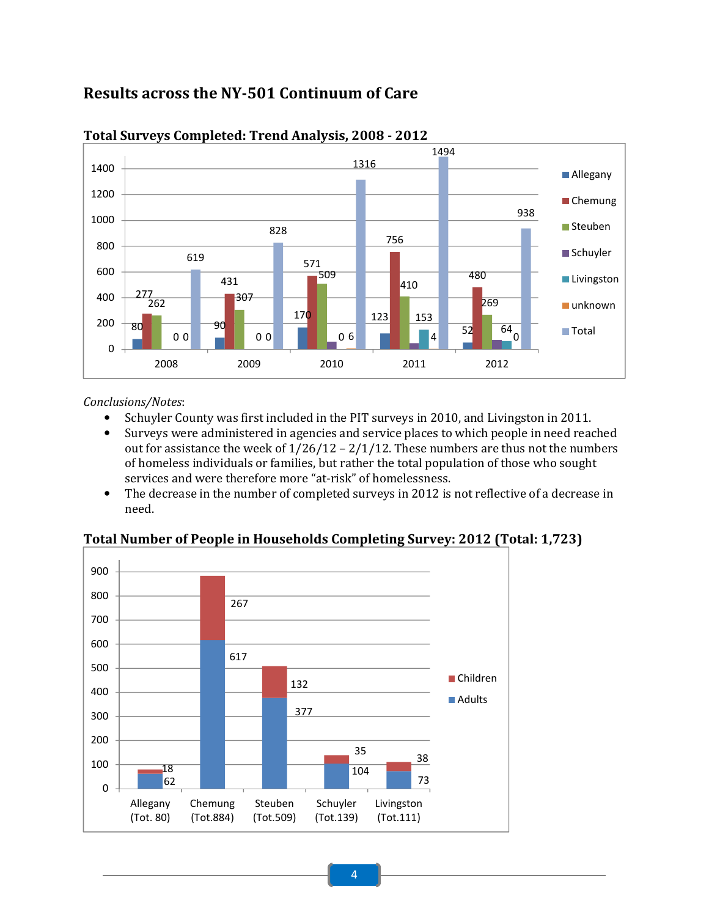## Results across the NY-501 Continuum of Care

### Total Surveys Completed: Trend Analysis, 2008 - 2012

| Year | Allegany | Chemung | Steuben | Schuyler | Livingston | unknown | Total |
|---|---|---|---|---|---|---|---|
| 2008 | 80 | 277 | 262 | 0 | 0 | | 619 |
| 2009 | 90 | 431 | 307 | 0 | 0 | | 828 |
| 2010 | 170 | 571 | 509 | | 0 | 6 | 1316 |
| 2011 | 123 | 756 | 410 | | 153 | 4 | 1494 |
| 2012 | 52 | 480 | 269 | | 64 | 0 | 938 |

*Conclusions/Notes*:

- Schuyler County was first included in the PIT surveys in 2010, and Livingston in 2011.
- Surveys were administered in agencies and service places to which people in need reached out for assistance the week of 1/26/12 – 2/1/12. These numbers are thus not the numbers of homeless individuals or families, but rather the total population of those who sought services and were therefore more "at-risk" of homelessness.
- The decrease in the number of completed surveys in 2012 is not reflective of a decrease in need.

### Total Number of People in Households Completing Survey: 2012 (Total: 1,723)

| County | Adults | Children | Total |
|---|---|---|---|
| Allegany | 62 | 18 | 80 |
| Chemung | 617 | 267 | 884 |
| Steuben | 377 | 132 | 509 |
| Schuyler | 104 | 35 | 139 |
| Livingston | 73 | 38 | 111 |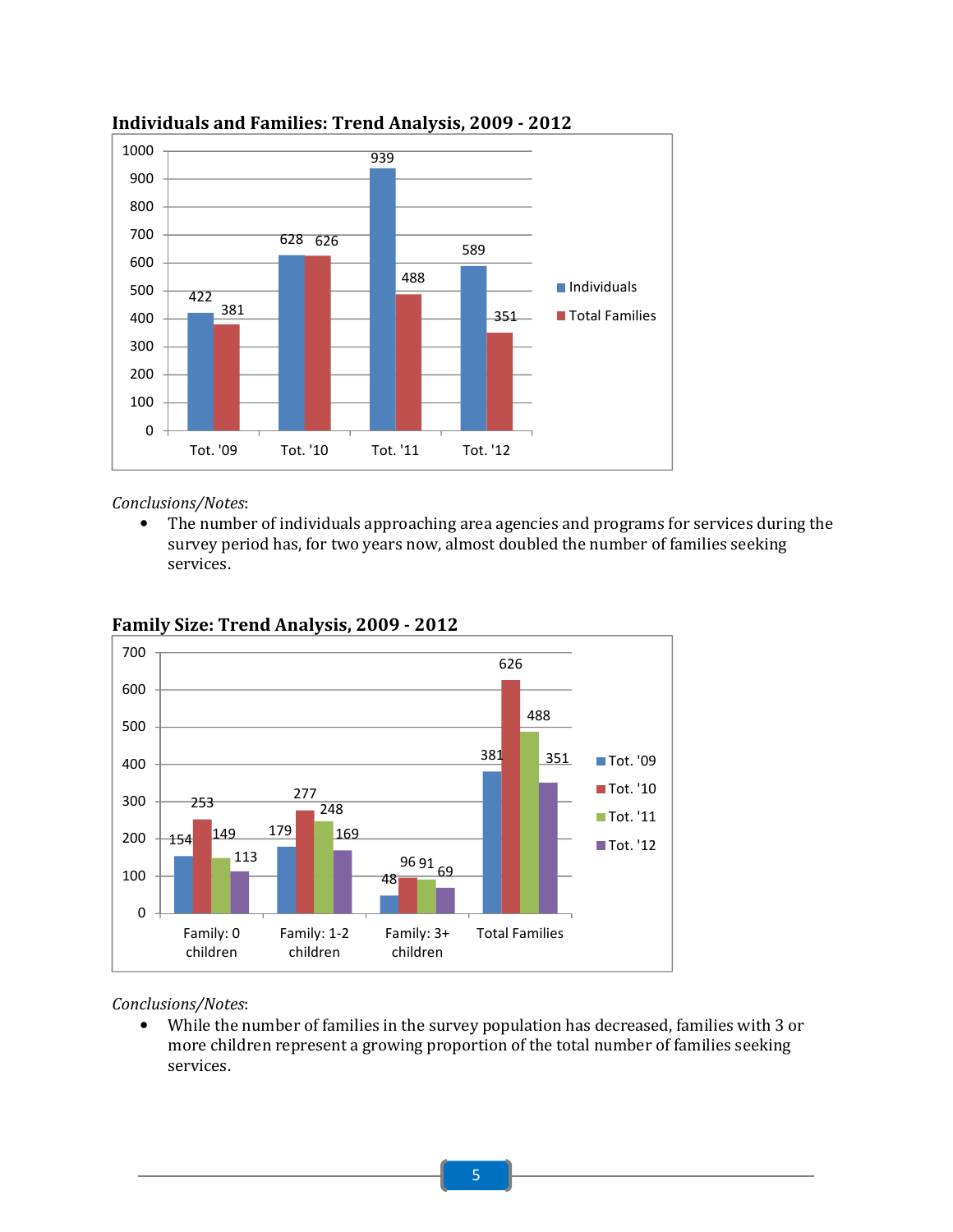### Individuals and Families: Trend Analysis, 2009 - 2012

| | Individuals | Total Families |
|---|---|---|
| Tot. '09 | 422 | 381 |
| Tot. '10 | 628 | 626 |
| Tot. '11 | 939 | 488 |
| Tot. '12 | 589 | 351 |

*Conclusions/Notes*:

- The number of individuals approaching area agencies and programs for services during the survey period has, for two years now, almost doubled the number of families seeking services.

### Family Size: Trend Analysis, 2009 - 2012

| | Tot. '09 | Tot. '10 | Tot. '11 | Tot. '12 |
|---|---|---|---|---|
| Family: 0 children | 154 | 253 | 149 | 113 |
| Family: 1-2 children | 179 | 277 | 248 | 169 |
| Family: 3+ children | 48 | 96 | 91 | 69 |
| Total Families | 381 | 626 | 488 | 351 |

*Conclusions/Notes*:

- While the number of families in the survey population has decreased, families with 3 or more children represent a growing proportion of the total number of families seeking services.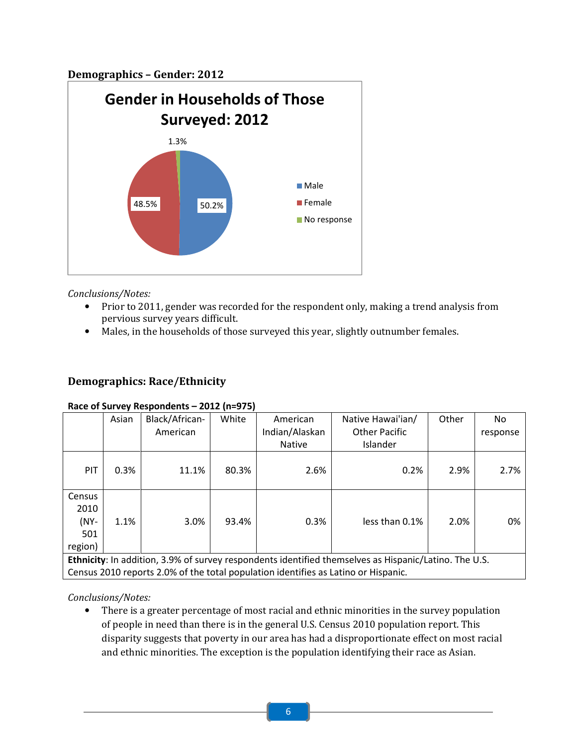**Demographics – Gender: 2012**

Gender in Households of Those Surveyed: 2012

- Male: 50.2%
- Female: 48.5%
- No response: 1.3%

*Conclusions/Notes:*

- Prior to 2011, gender was recorded for the respondent only, making a trend analysis from pervious survey years difficult.
- Males, in the households of those surveyed this year, slightly outnumber females.

## Demographics: Race/Ethnicity

**Race of Survey Respondents – 2012 (n=975)**

| | Asian | Black/African-American | White | American Indian/Alaskan Native | Native Hawai'ian/ Other Pacific Islander | Other | No response |
|---|---|---|---|---|---|---|---|
| PIT | 0.3% | 11.1% | 80.3% | 2.6% | 0.2% | 2.9% | 2.7% |
| Census 2010 (NY-501 region) | 1.1% | 3.0% | 93.4% | 0.3% | less than 0.1% | 2.0% | 0% |
| **Ethnicity**: In addition, 3.9% of survey respondents identified themselves as Hispanic/Latino. The U.S. Census 2010 reports 2.0% of the total population identifies as Latino or Hispanic. | | | | | | | |

*Conclusions/Notes:*

- There is a greater percentage of most racial and ethnic minorities in the survey population of people in need than there is in the general U.S. Census 2010 population report. This disparity suggests that poverty in our area has had a disproportionate effect on most racial and ethnic minorities. The exception is the population identifying their race as Asian.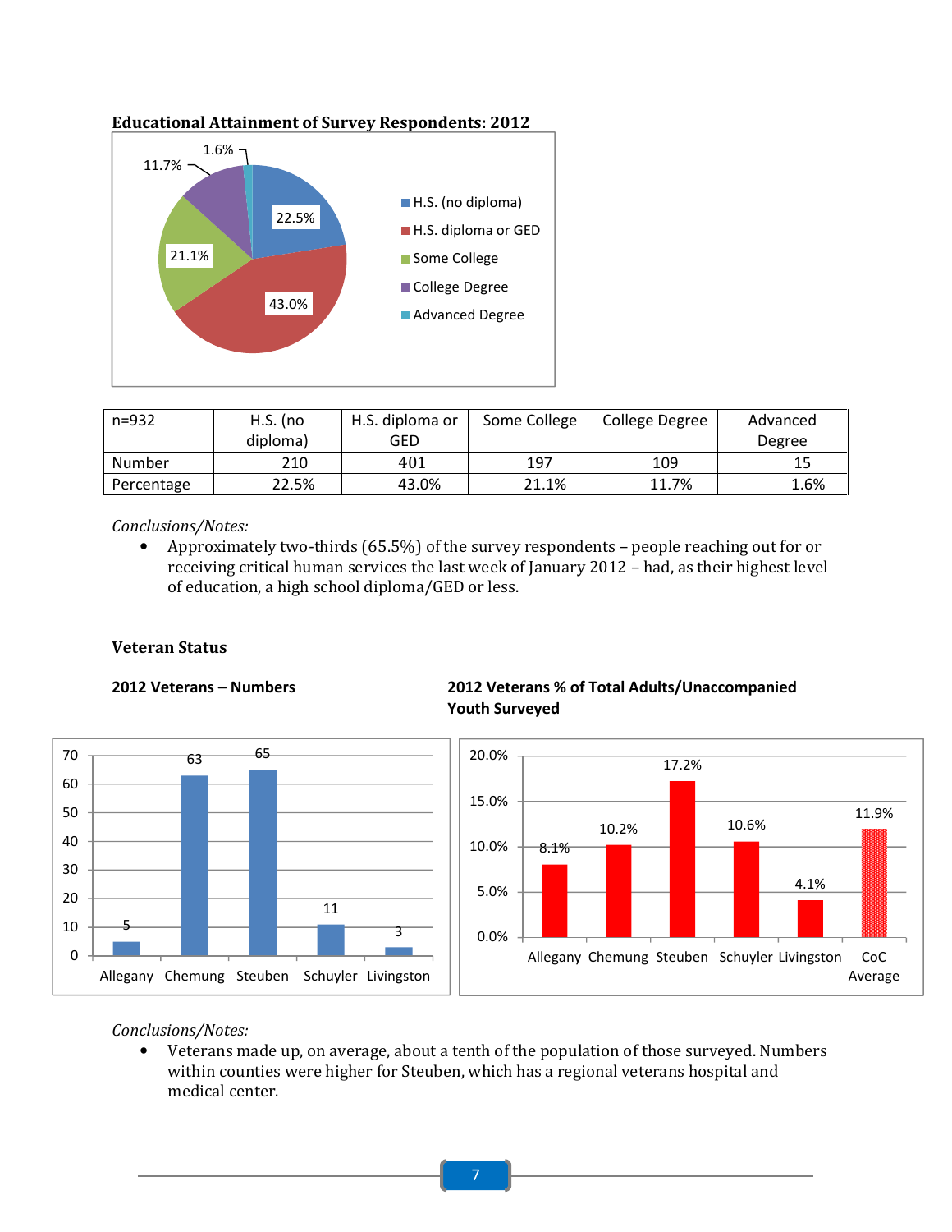**Educational Attainment of Survey Respondents: 2012**

| n=932 | H.S. (no diploma) | H.S. diploma or GED | Some College | College Degree | Advanced Degree |
|---|---|---|---|---|---|
| Number | 210 | 401 | 197 | 109 | 15 |
| Percentage | 22.5% | 43.0% | 21.1% | 11.7% | 1.6% |

*Conclusions/Notes:*

- Approximately two-thirds (65.5%) of the survey respondents – people reaching out for or receiving critical human services the last week of January 2012 – had, as their highest level of education, a high school diploma/GED or less.

### Veteran Status

**2012 Veterans – Numbers**

**2012 Veterans % of Total Adults/Unaccompanied Youth Surveyed**

*Conclusions/Notes:*

- Veterans made up, on average, about a tenth of the population of those surveyed. Numbers within counties were higher for Steuben, which has a regional veterans hospital and medical center.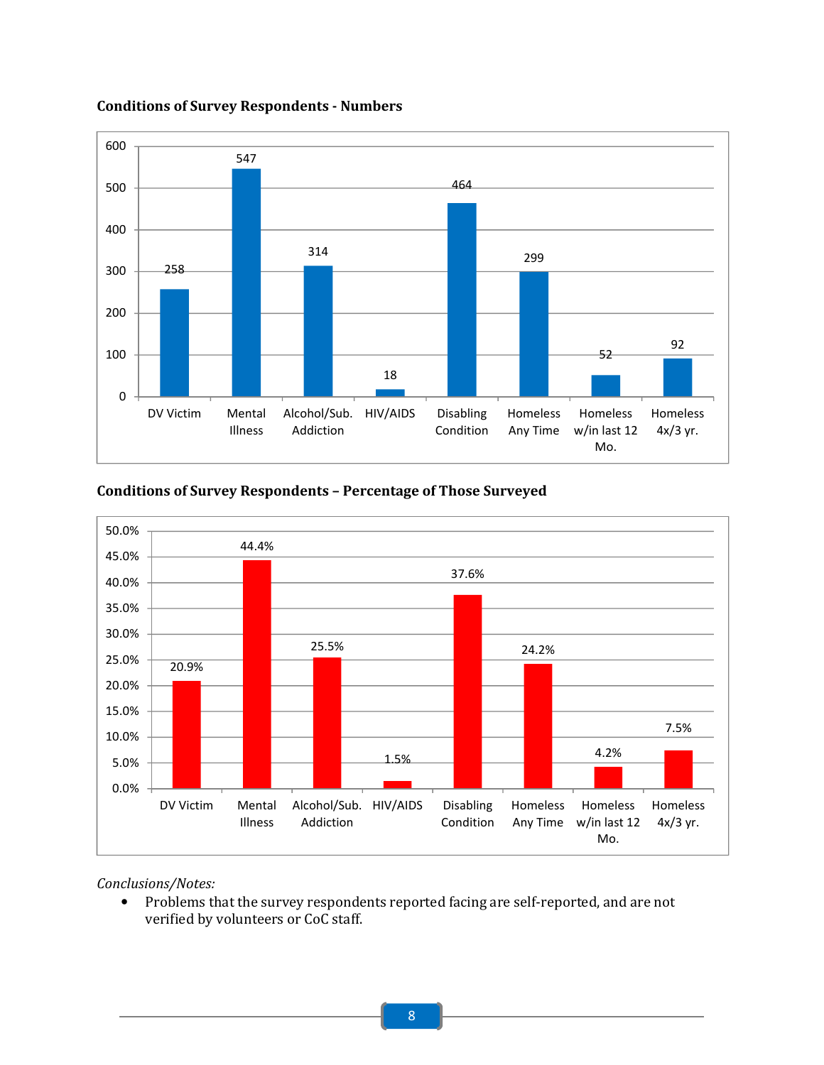**Conditions of Survey Respondents - Numbers**

| DV Victim | Mental Illness | Alcohol/Sub. Addiction | HIV/AIDS | Disabling Condition | Homeless Any Time | Homeless w/in last 12 Mo. | Homeless 4x/3 yr. |
|---|---|---|---|---|---|---|---|
| 258 | 547 | 314 | 18 | 464 | 299 | 52 | 92 |

**Conditions of Survey Respondents – Percentage of Those Surveyed**

| DV Victim | Mental Illness | Alcohol/Sub. Addiction | HIV/AIDS | Disabling Condition | Homeless Any Time | Homeless w/in last 12 Mo. | Homeless 4x/3 yr. |
|---|---|---|---|---|---|---|---|
| 20.9% | 44.4% | 25.5% | 1.5% | 37.6% | 24.2% | 4.2% | 7.5% |

*Conclusions/Notes:*

- Problems that the survey respondents reported facing are self-reported, and are not verified by volunteers or CoC staff.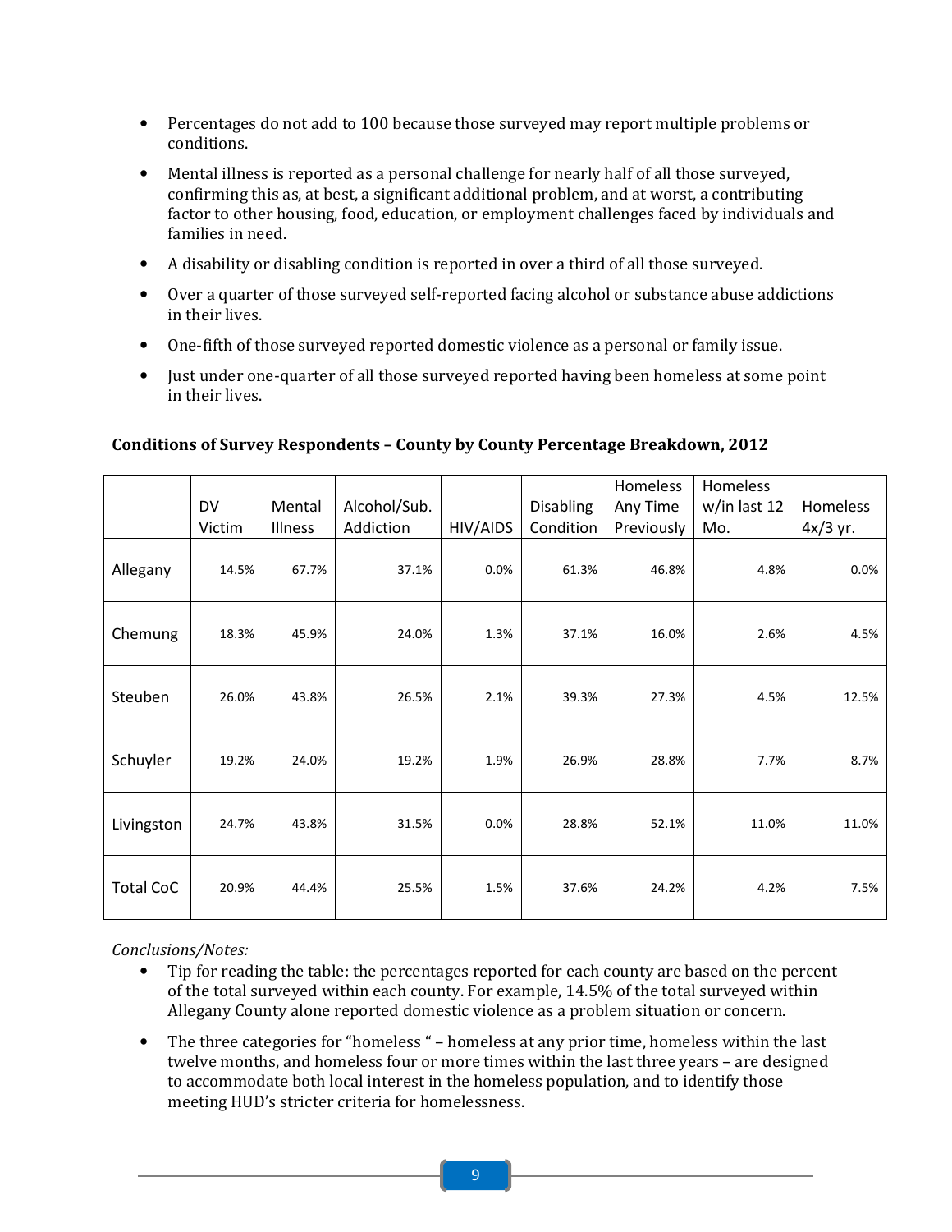- Percentages do not add to 100 because those surveyed may report multiple problems or conditions.
- Mental illness is reported as a personal challenge for nearly half of all those surveyed, confirming this as, at best, a significant additional problem, and at worst, a contributing factor to other housing, food, education, or employment challenges faced by individuals and families in need.
- A disability or disabling condition is reported in over a third of all those surveyed.
- Over a quarter of those surveyed self-reported facing alcohol or substance abuse addictions in their lives.
- One-fifth of those surveyed reported domestic violence as a personal or family issue.
- Just under one-quarter of all those surveyed reported having been homeless at some point in their lives.

**Conditions of Survey Respondents – County by County Percentage Breakdown, 2012**

| | DV Victim | Mental Illness | Alcohol/Sub. Addiction | HIV/AIDS | Disabling Condition | Homeless Any Time Previously | Homeless w/in last 12 Mo. | Homeless 4x/3 yr. |
|---|---|---|---|---|---|---|---|---|
| Allegany | 14.5% | 67.7% | 37.1% | 0.0% | 61.3% | 46.8% | 4.8% | 0.0% |
| Chemung | 18.3% | 45.9% | 24.0% | 1.3% | 37.1% | 16.0% | 2.6% | 4.5% |
| Steuben | 26.0% | 43.8% | 26.5% | 2.1% | 39.3% | 27.3% | 4.5% | 12.5% |
| Schuyler | 19.2% | 24.0% | 19.2% | 1.9% | 26.9% | 28.8% | 7.7% | 8.7% |
| Livingston | 24.7% | 43.8% | 31.5% | 0.0% | 28.8% | 52.1% | 11.0% | 11.0% |
| Total CoC | 20.9% | 44.4% | 25.5% | 1.5% | 37.6% | 24.2% | 4.2% | 7.5% |

*Conclusions/Notes:*

- Tip for reading the table: the percentages reported for each county are based on the percent of the total surveyed within each county. For example, 14.5% of the total surveyed within Allegany County alone reported domestic violence as a problem situation or concern.
- The three categories for "homeless " – homeless at any prior time, homeless within the last twelve months, and homeless four or more times within the last three years – are designed to accommodate both local interest in the homeless population, and to identify those meeting HUD's stricter criteria for homelessness.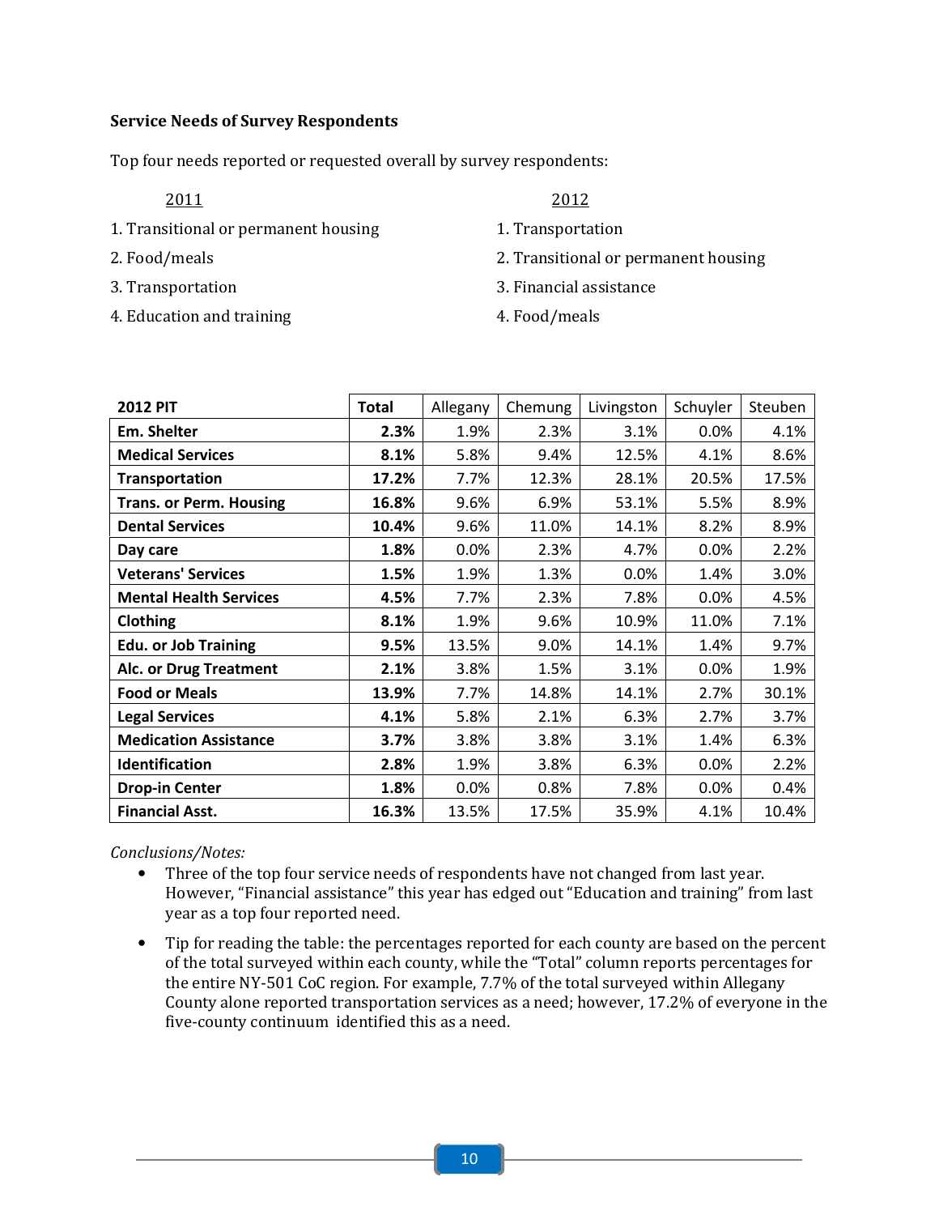**Service Needs of Survey Respondents**

Top four needs reported or requested overall by survey respondents:

| 2011 | 2012 |
|---|---|
| 1. Transitional or permanent housing | 1. Transportation |
| 2. Food/meals | 2. Transitional or permanent housing |
| 3. Transportation | 3. Financial assistance |
| 4. Education and training | 4. Food/meals |

| 2012 PIT | Total | Allegany | Chemung | Livingston | Schuyler | Steuben |
|---|---|---|---|---|---|---|
| **Em. Shelter** | **2.3%** | 1.9% | 2.3% | 3.1% | 0.0% | 4.1% |
| **Medical Services** | **8.1%** | 5.8% | 9.4% | 12.5% | 4.1% | 8.6% |
| **Transportation** | **17.2%** | 7.7% | 12.3% | 28.1% | 20.5% | 17.5% |
| **Trans. or Perm. Housing** | **16.8%** | 9.6% | 6.9% | 53.1% | 5.5% | 8.9% |
| **Dental Services** | **10.4%** | 9.6% | 11.0% | 14.1% | 8.2% | 8.9% |
| **Day care** | **1.8%** | 0.0% | 2.3% | 4.7% | 0.0% | 2.2% |
| **Veterans' Services** | **1.5%** | 1.9% | 1.3% | 0.0% | 1.4% | 3.0% |
| **Mental Health Services** | **4.5%** | 7.7% | 2.3% | 7.8% | 0.0% | 4.5% |
| **Clothing** | **8.1%** | 1.9% | 9.6% | 10.9% | 11.0% | 7.1% |
| **Edu. or Job Training** | **9.5%** | 13.5% | 9.0% | 14.1% | 1.4% | 9.7% |
| **Alc. or Drug Treatment** | **2.1%** | 3.8% | 1.5% | 3.1% | 0.0% | 1.9% |
| **Food or Meals** | **13.9%** | 7.7% | 14.8% | 14.1% | 2.7% | 30.1% |
| **Legal Services** | **4.1%** | 5.8% | 2.1% | 6.3% | 2.7% | 3.7% |
| **Medication Assistance** | **3.7%** | 3.8% | 3.8% | 3.1% | 1.4% | 6.3% |
| **Identification** | **2.8%** | 1.9% | 3.8% | 6.3% | 0.0% | 2.2% |
| **Drop-in Center** | **1.8%** | 0.0% | 0.8% | 7.8% | 0.0% | 0.4% |
| **Financial Asst.** | **16.3%** | 13.5% | 17.5% | 35.9% | 4.1% | 10.4% |

*Conclusions/Notes:*

- Three of the top four service needs of respondents have not changed from last year. However, "Financial assistance" this year has edged out "Education and training" from last year as a top four reported need.
- Tip for reading the table: the percentages reported for each county are based on the percent of the total surveyed within each county, while the "Total" column reports percentages for the entire NY-501 CoC region. For example, 7.7% of the total surveyed within Allegany County alone reported transportation services as a need; however, 17.2% of everyone in the five-county continuum identified this as a need.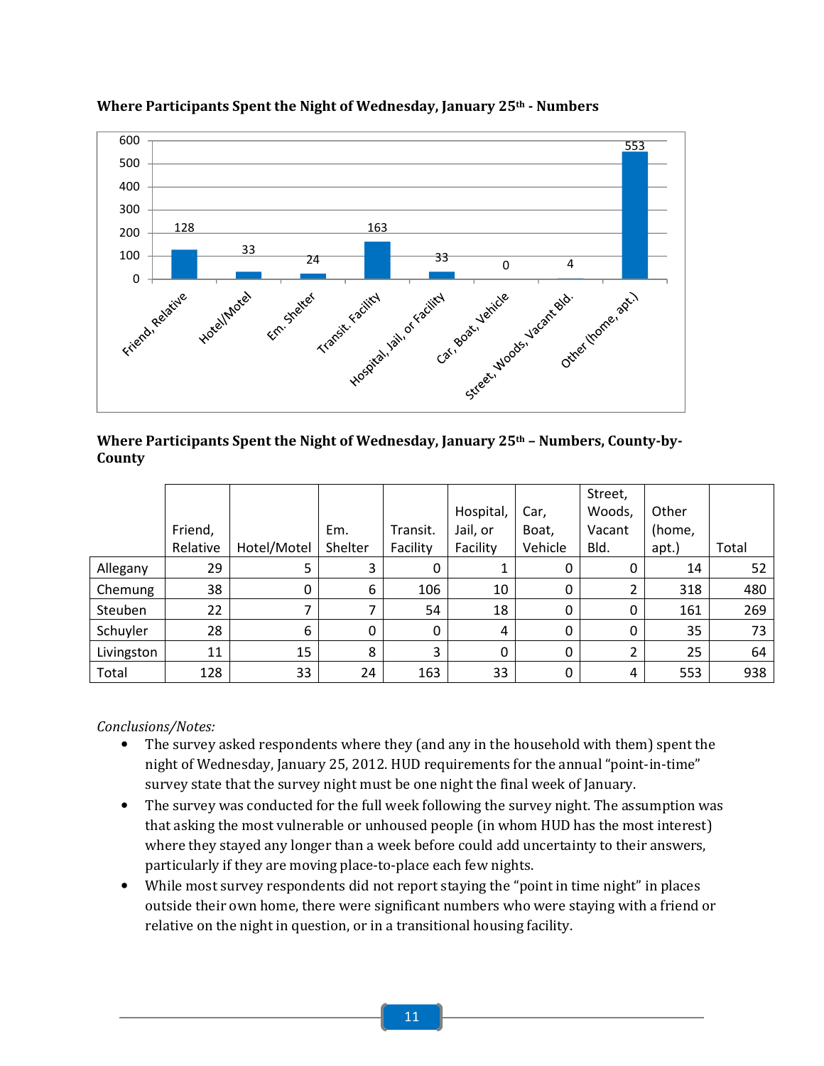**Where Participants Spent the Night of Wednesday, January 25th - Numbers**

| | Friend, Relative | Hotel/Motel | Em. Shelter | Transit. Facility | Hospital, Jail, or Facility | Car, Boat, Vehicle | Street, Woods, Vacant Bld. | Other (home, apt.) |
|---|---|---|---|---|---|---|---|---|
| Number | 128 | 33 | 24 | 163 | 33 | 0 | 4 | 553 |

**Where Participants Spent the Night of Wednesday, January 25th – Numbers, County-by-County**

| | Friend, Relative | Hotel/Motel | Em. Shelter | Transit. Facility | Hospital, Jail, or Facility | Car, Boat, Vehicle | Street, Woods, Vacant Bld. | Other (home, apt.) | Total |
|---|---|---|---|---|---|---|---|---|---|
| Allegany | 29 | 5 | 3 | 0 | 1 | 0 | 0 | 14 | 52 |
| Chemung | 38 | 0 | 6 | 106 | 10 | 0 | 2 | 318 | 480 |
| Steuben | 22 | 7 | 7 | 54 | 18 | 0 | 0 | 161 | 269 |
| Schuyler | 28 | 6 | 0 | 0 | 4 | 0 | 0 | 35 | 73 |
| Livingston | 11 | 15 | 8 | 3 | 0 | 0 | 2 | 25 | 64 |
| Total | 128 | 33 | 24 | 163 | 33 | 0 | 4 | 553 | 938 |

*Conclusions/Notes:*

- The survey asked respondents where they (and any in the household with them) spent the night of Wednesday, January 25, 2012. HUD requirements for the annual "point-in-time" survey state that the survey night must be one night the final week of January.
- The survey was conducted for the full week following the survey night. The assumption was that asking the most vulnerable or unhoused people (in whom HUD has the most interest) where they stayed any longer than a week before could add uncertainty to their answers, particularly if they are moving place-to-place each few nights.
- While most survey respondents did not report staying the "point in time night" in places outside their own home, there were significant numbers who were staying with a friend or relative on the night in question, or in a transitional housing facility.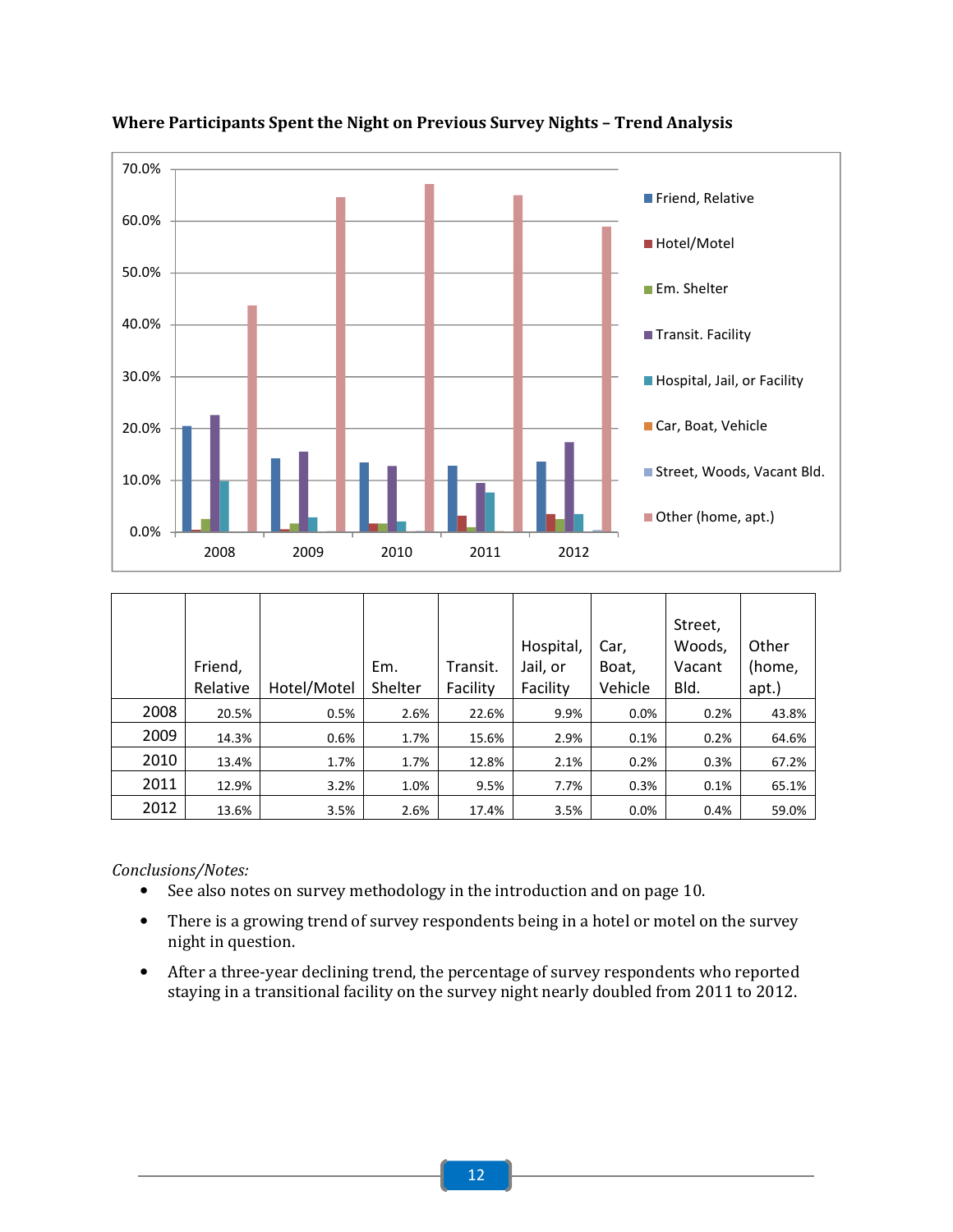**Where Participants Spent the Night on Previous Survey Nights – Trend Analysis**

| | Friend, Relative | Hotel/Motel | Em. Shelter | Transit. Facility | Hospital, Jail, or Facility | Car, Boat, Vehicle | Street, Woods, Vacant Bld. | Other (home, apt.) |
|---|---|---|---|---|---|---|---|---|
| 2008 | 20.5% | 0.5% | 2.6% | 22.6% | 9.9% | 0.0% | 0.2% | 43.8% |
| 2009 | 14.3% | 0.6% | 1.7% | 15.6% | 2.9% | 0.1% | 0.2% | 64.6% |
| 2010 | 13.4% | 1.7% | 1.7% | 12.8% | 2.1% | 0.2% | 0.3% | 67.2% |
| 2011 | 12.9% | 3.2% | 1.0% | 9.5% | 7.7% | 0.3% | 0.1% | 65.1% |
| 2012 | 13.6% | 3.5% | 2.6% | 17.4% | 3.5% | 0.0% | 0.4% | 59.0% |

*Conclusions/Notes:*

- See also notes on survey methodology in the introduction and on page 10.
- There is a growing trend of survey respondents being in a hotel or motel on the survey night in question.
- After a three-year declining trend, the percentage of survey respondents who reported staying in a transitional facility on the survey night nearly doubled from 2011 to 2012.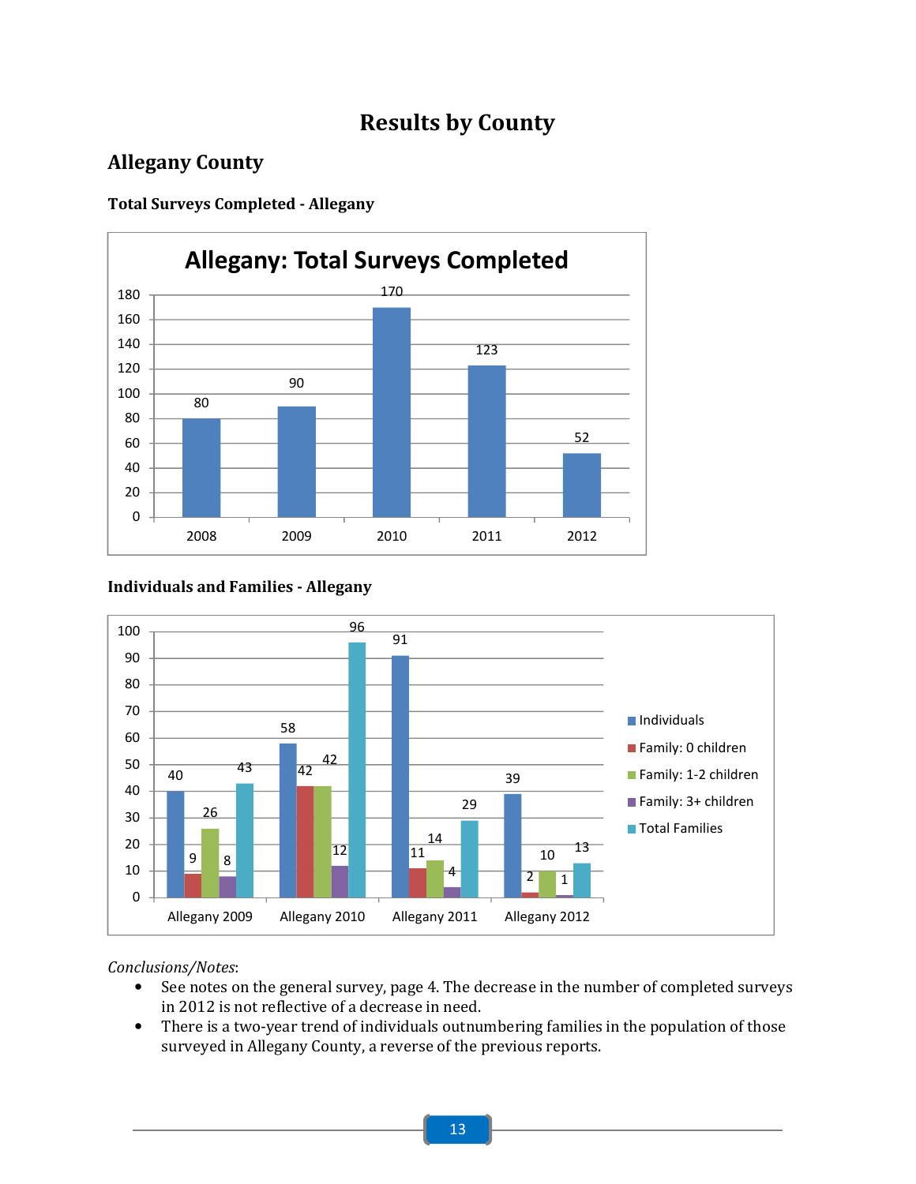# Results by County

## Allegany County

### Total Surveys Completed - Allegany

**Allegany: Total Surveys Completed**

| Year | Surveys Completed |
|---|---|
| 2008 | 80 |
| 2009 | 90 |
| 2010 | 170 |
| 2011 | 123 |
| 2012 | 52 |

### Individuals and Families - Allegany

| | Individuals | Family: 0 children | Family: 1-2 children | Family: 3+ children | Total Families |
|---|---|---|---|---|---|
| Allegany 2009 | 40 | 9 | 26 | 8 | 43 |
| Allegany 2010 | 58 | 42 | 42 | 12 | 96 |
| Allegany 2011 | 91 | 11 | 14 | 4 | 29 |
| Allegany 2012 | 39 | 2 | 10 | 1 | 13 |

*Conclusions/Notes*:

- See notes on the general survey, page 4. The decrease in the number of completed surveys in 2012 is not reflective of a decrease in need.
- There is a two-year trend of individuals outnumbering families in the population of those surveyed in Allegany County, a reverse of the previous reports.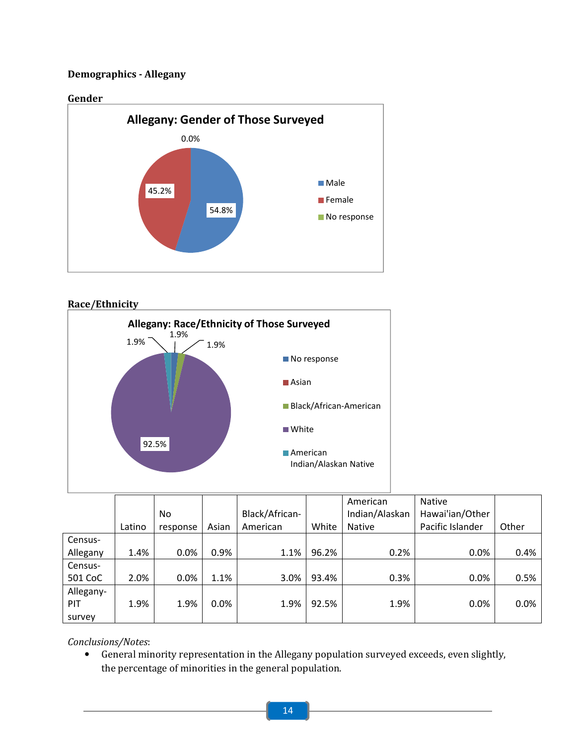**Demographics - Allegany**

**Gender**

Allegany: Gender of Those Surveyed

| | |
|---|---|
| Male | 54.8% |
| Female | 45.2% |
| No response | 0.0% |

**Race/Ethnicity**

Allegany: Race/Ethnicity of Those Surveyed

| | |
|---|---|
| No response | 1.9% |
| Asian | |
| Black/African-American | 1.9% |
| White | 92.5% |
| American Indian/Alaskan Native | 1.9% |

| | Latino | No response | Asian | Black/African-American | White | American Indian/Alaskan Native | Native Hawai'ian/Other Pacific Islander | Other |
|---|---|---|---|---|---|---|---|---|
| Census-Allegany | 1.4% | 0.0% | 0.9% | 1.1% | 96.2% | 0.2% | 0.0% | 0.4% |
| Census-501 CoC | 2.0% | 0.0% | 1.1% | 3.0% | 93.4% | 0.3% | 0.0% | 0.5% |
| Allegany-PIT survey | 1.9% | 1.9% | 0.0% | 1.9% | 92.5% | 1.9% | 0.0% | 0.0% |

*Conclusions/Notes*:

- General minority representation in the Allegany population surveyed exceeds, even slightly, the percentage of minorities in the general population.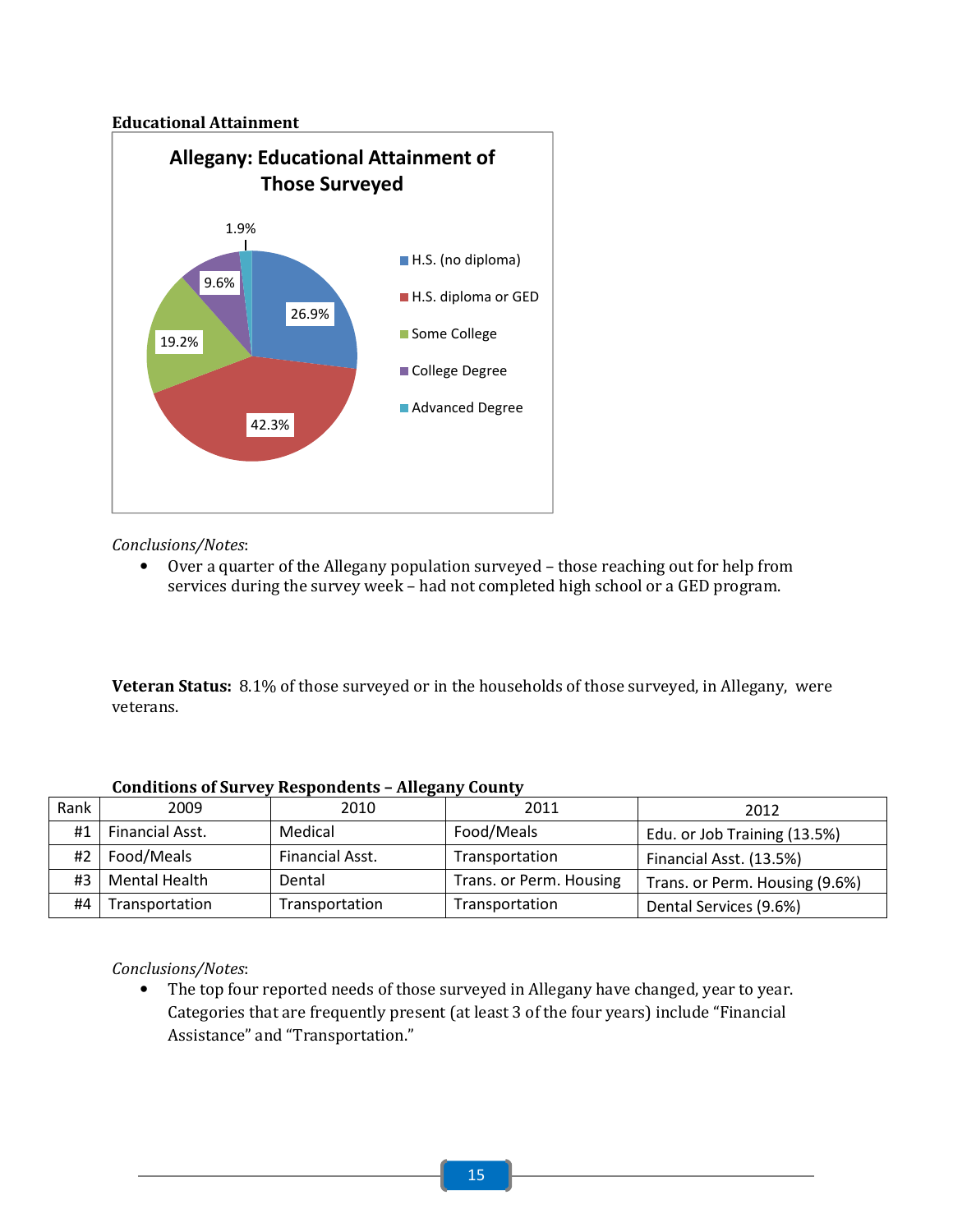**Educational Attainment**

Allegany: Educational Attainment of Those Surveyed

| Category | Percent |
|---|---|
| H.S. (no diploma) | 26.9% |
| H.S. diploma or GED | 42.3% |
| Some College | 19.2% |
| College Degree | 9.6% |
| Advanced Degree | 1.9% |

*Conclusions/Notes*:

- Over a quarter of the Allegany population surveyed – those reaching out for help from services during the survey week – had not completed high school or a GED program.

**Veteran Status:** 8.1% of those surveyed or in the households of those surveyed, in Allegany, were veterans.

**Conditions of Survey Respondents – Allegany County**

| Rank | 2009 | 2010 | 2011 | 2012 |
|---|---|---|---|---|
| #1 | Financial Asst. | Medical | Food/Meals | Edu. or Job Training (13.5%) |
| #2 | Food/Meals | Financial Asst. | Transportation | Financial Asst. (13.5%) |
| #3 | Mental Health | Dental | Trans. or Perm. Housing | Trans. or Perm. Housing (9.6%) |
| #4 | Transportation | Transportation | Transportation | Dental Services (9.6%) |

*Conclusions/Notes*:

- The top four reported needs of those surveyed in Allegany have changed, year to year. Categories that are frequently present (at least 3 of the four years) include "Financial Assistance" and "Transportation."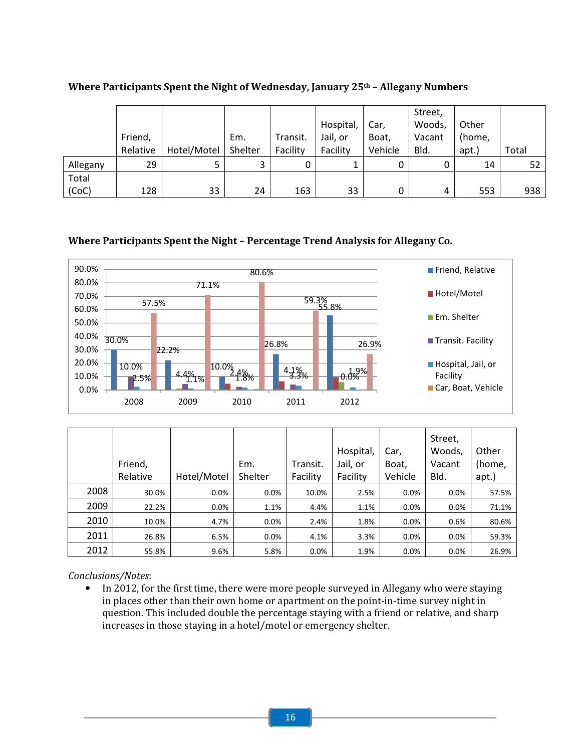### Where Participants Spent the Night of Wednesday, January 25th – Allegany Numbers

| | Friend, Relative | Hotel/Motel | Em. Shelter | Transit. Facility | Hospital, Jail, or Facility | Car, Boat, Vehicle | Street, Woods, Vacant Bld. | Other (home, apt.) | Total |
|---|---|---|---|---|---|---|---|---|---|
| Allegany | 29 | 5 | 3 | 0 | 1 | 0 | 0 | 14 | 52 |
| Total (CoC) | 128 | 33 | 24 | 163 | 33 | 0 | 4 | 553 | 938 |

### Where Participants Spent the Night – Percentage Trend Analysis for Allegany Co.

| | Friend, Relative | Hotel/Motel | Em. Shelter | Transit. Facility | Hospital, Jail, or Facility | Car, Boat, Vehicle | Street, Woods, Vacant Bld. | Other (home, apt.) |
|---|---|---|---|---|---|---|---|---|
| 2008 | 30.0% | 0.0% | 0.0% | 10.0% | 2.5% | 0.0% | 0.0% | 57.5% |
| 2009 | 22.2% | 0.0% | 1.1% | 4.4% | 1.1% | 0.0% | 0.0% | 71.1% |
| 2010 | 10.0% | 4.7% | 0.0% | 2.4% | 1.8% | 0.0% | 0.6% | 80.6% |
| 2011 | 26.8% | 6.5% | 0.0% | 4.1% | 3.3% | 0.0% | 0.0% | 59.3% |
| 2012 | 55.8% | 9.6% | 5.8% | 0.0% | 1.9% | 0.0% | 0.0% | 26.9% |

*Conclusions/Notes*:

- In 2012, for the first time, there were more people surveyed in Allegany who were staying in places other than their own home or apartment on the point-in-time survey night in question. This included double the percentage staying with a friend or relative, and sharp increases in those staying in a hotel/motel or emergency shelter.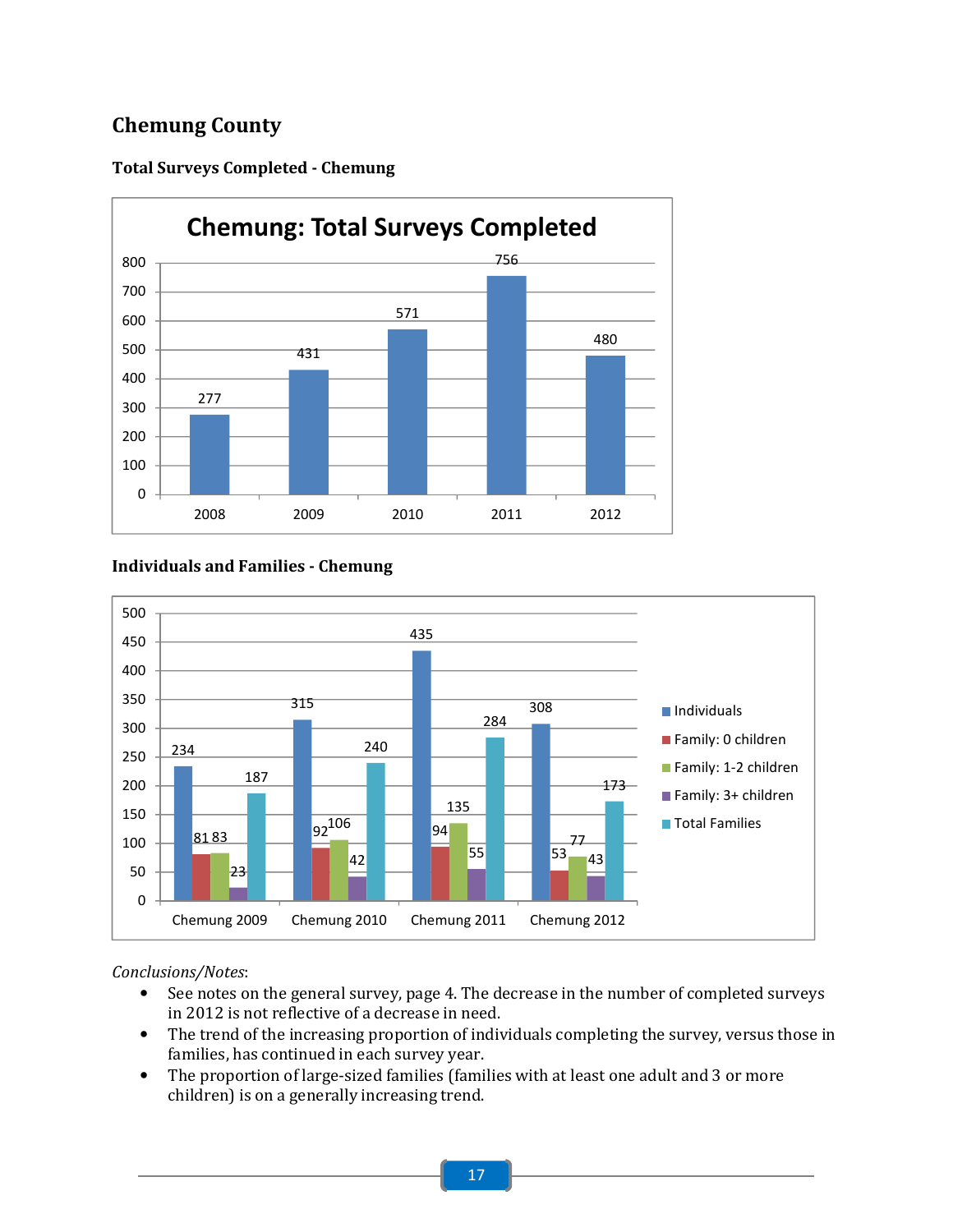# Chemung County

### Total Surveys Completed - Chemung

**Chemung: Total Surveys Completed**

| Year | Surveys |
|---|---|
| 2008 | 277 |
| 2009 | 431 |
| 2010 | 571 |
| 2011 | 756 |
| 2012 | 480 |

### Individuals and Families - Chemung

| | Individuals | Family: 0 children | Family: 1-2 children | Family: 3+ children | Total Families |
|---|---|---|---|---|---|
| Chemung 2009 | 234 | 81 | 83 | 23 | 187 |
| Chemung 2010 | 315 | 92 | 106 | 42 | 240 |
| Chemung 2011 | 435 | 94 | 135 | 55 | 284 |
| Chemung 2012 | 308 | 53 | 77 | 43 | 173 |

*Conclusions/Notes*:

- See notes on the general survey, page 4. The decrease in the number of completed surveys in 2012 is not reflective of a decrease in need.
- The trend of the increasing proportion of individuals completing the survey, versus those in families, has continued in each survey year.
- The proportion of large-sized families (families with at least one adult and 3 or more children) is on a generally increasing trend.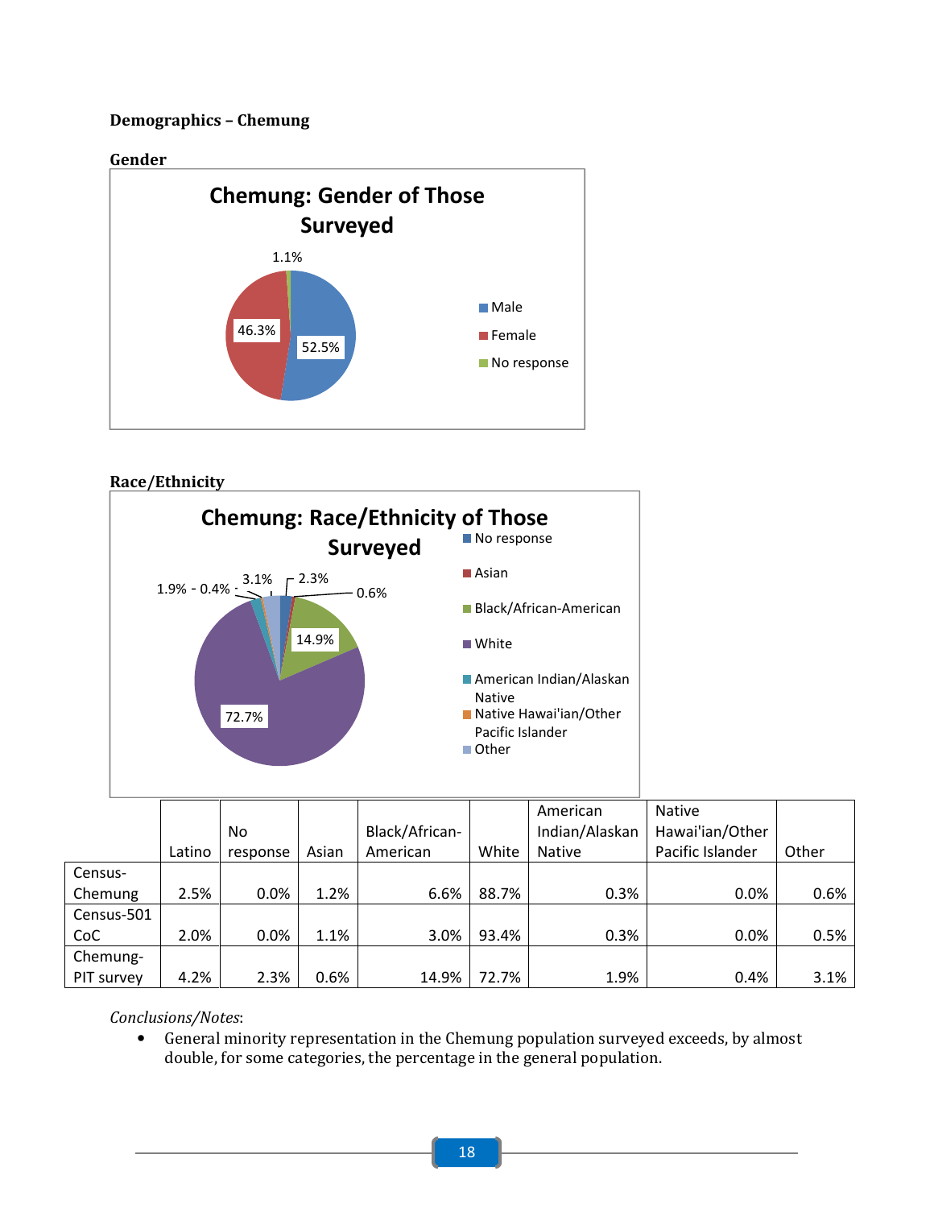**Demographics – Chemung**

**Gender**

Chemung: Gender of Those Surveyed

- Male: 52.5%
- Female: 46.3%
- No response: 1.1%

**Race/Ethnicity**

Chemung: Race/Ethnicity of Those Surveyed

- No response: 2.3%
- Asian: 0.6%
- Black/African-American: 14.9%
- White: 72.7%
- American Indian/Alaskan Native: 1.9%
- Native Hawai'ian/Other Pacific Islander: 0.4%
- Other: 3.1%

| | Latino | No response | Asian | Black/African-American | White | American Indian/Alaskan Native | Native Hawai'ian/Other Pacific Islander | Other |
|---|---|---|---|---|---|---|---|---|
| Census-Chemung | 2.5% | 0.0% | 1.2% | 6.6% | 88.7% | 0.3% | 0.0% | 0.6% |
| Census-501 CoC | 2.0% | 0.0% | 1.1% | 3.0% | 93.4% | 0.3% | 0.0% | 0.5% |
| Chemung-PIT survey | 4.2% | 2.3% | 0.6% | 14.9% | 72.7% | 1.9% | 0.4% | 3.1% |

*Conclusions/Notes*:

- General minority representation in the Chemung population surveyed exceeds, by almost double, for some categories, the percentage in the general population.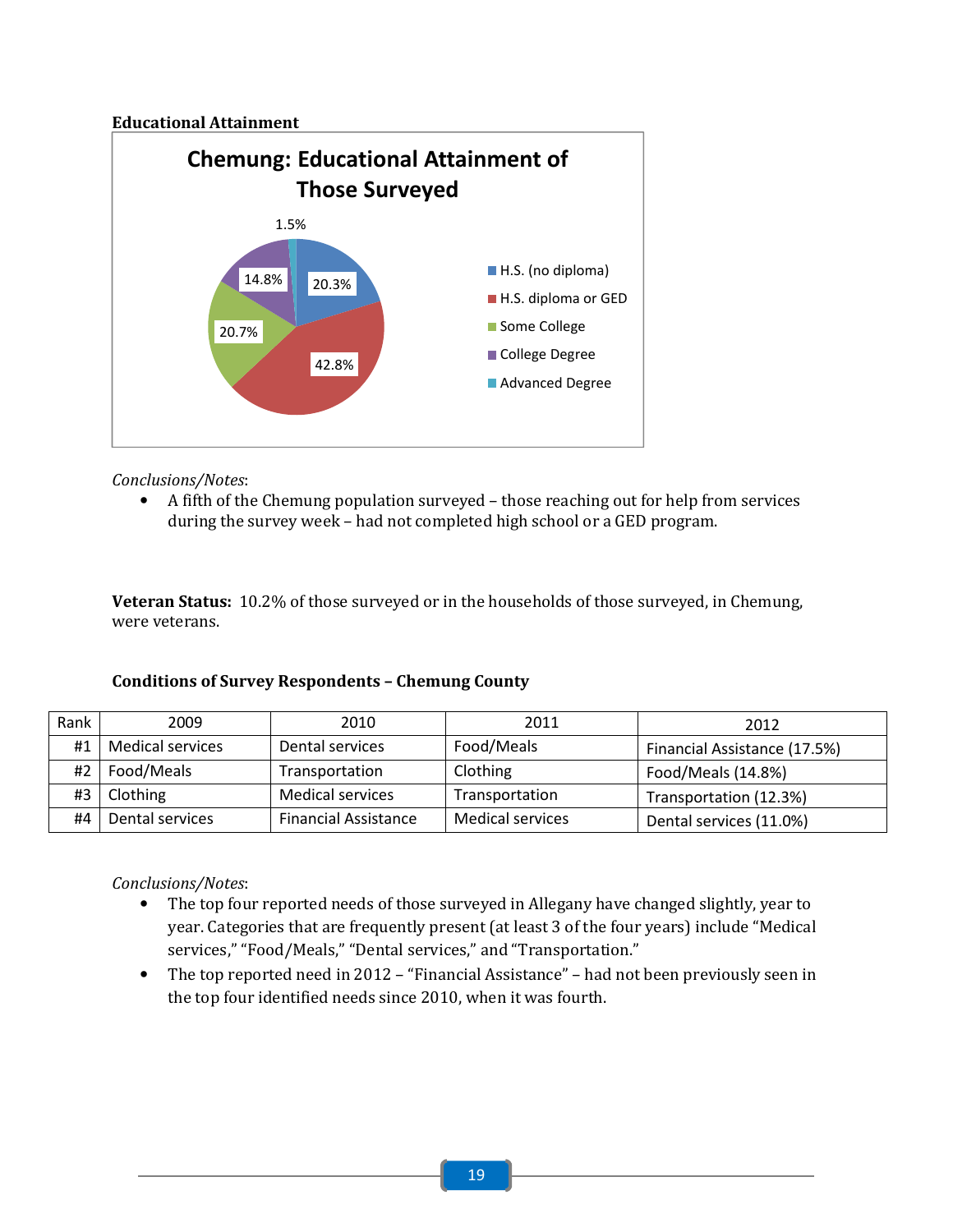**Educational Attainment**

**Chemung: Educational Attainment of Those Surveyed**

| Category | Percentage |
|---|---|
| H.S. (no diploma) | 20.3% |
| H.S. diploma or GED | 42.8% |
| Some College | 20.7% |
| College Degree | 14.8% |
| Advanced Degree | 1.5% |

*Conclusions/Notes*:

- A fifth of the Chemung population surveyed – those reaching out for help from services during the survey week – had not completed high school or a GED program.

**Veteran Status:** 10.2% of those surveyed or in the households of those surveyed, in Chemung, were veterans.

**Conditions of Survey Respondents – Chemung County**

| Rank | 2009 | 2010 | 2011 | 2012 |
|---|---|---|---|---|
| #1 | Medical services | Dental services | Food/Meals | Financial Assistance (17.5%) |
| #2 | Food/Meals | Transportation | Clothing | Food/Meals (14.8%) |
| #3 | Clothing | Medical services | Transportation | Transportation (12.3%) |
| #4 | Dental services | Financial Assistance | Medical services | Dental services (11.0%) |

*Conclusions/Notes*:

- The top four reported needs of those surveyed in Allegany have changed slightly, year to year. Categories that are frequently present (at least 3 of the four years) include "Medical services," "Food/Meals," "Dental services," and "Transportation."
- The top reported need in 2012 – "Financial Assistance" – had not been previously seen in the top four identified needs since 2010, when it was fourth.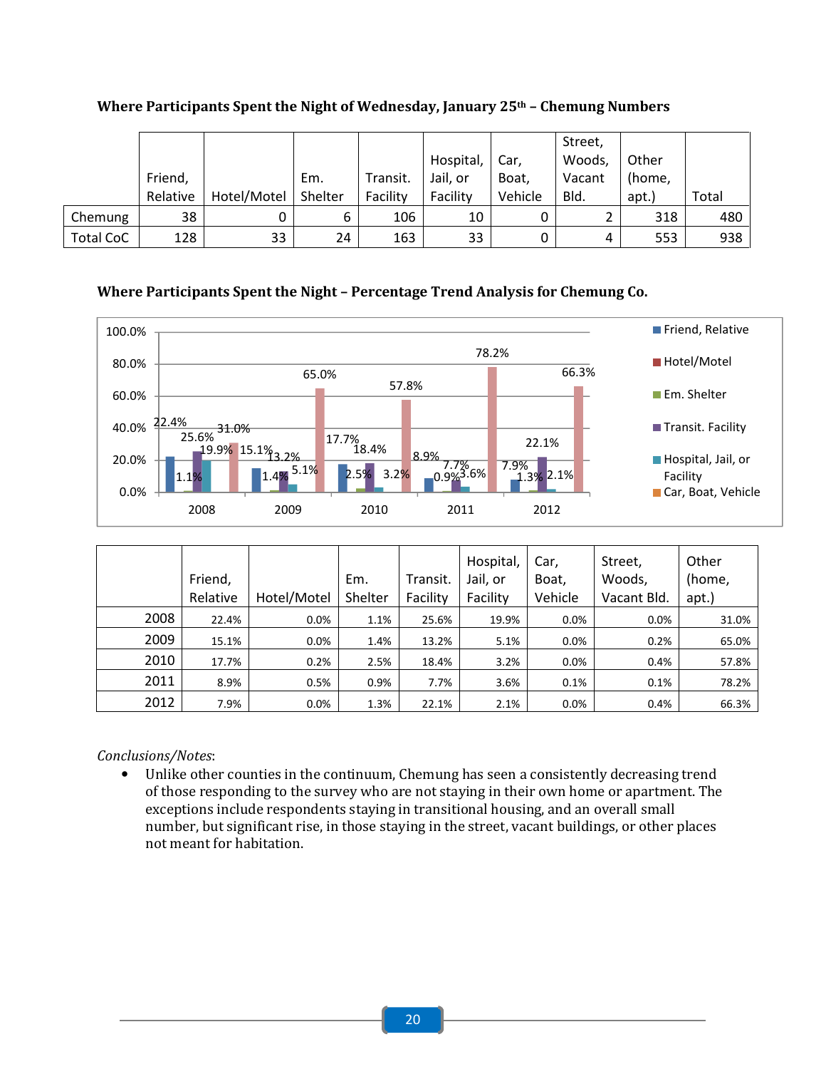**Where Participants Spent the Night of Wednesday, January 25th – Chemung Numbers**

| | Friend, Relative | Hotel/Motel | Em. Shelter | Transit. Facility | Hospital, Jail, or Facility | Car, Boat, Vehicle | Street, Woods, Vacant Bld. | Other (home, apt.) | Total |
|---|---|---|---|---|---|---|---|---|---|
| Chemung | 38 | 0 | 6 | 106 | 10 | 0 | 2 | 318 | 480 |
| Total CoC | 128 | 33 | 24 | 163 | 33 | 0 | 4 | 553 | 938 |

**Where Participants Spent the Night – Percentage Trend Analysis for Chemung Co.**

| | Friend, Relative | Hotel/Motel | Em. Shelter | Transit. Facility | Hospital, Jail, or Facility | Car, Boat, Vehicle | Street, Woods, Vacant Bld. | Other (home, apt.) |
|---|---|---|---|---|---|---|---|---|
| 2008 | 22.4% | 0.0% | 1.1% | 25.6% | 19.9% | 0.0% | 0.0% | 31.0% |
| 2009 | 15.1% | 0.0% | 1.4% | 13.2% | 5.1% | 0.0% | 0.2% | 65.0% |
| 2010 | 17.7% | 0.2% | 2.5% | 18.4% | 3.2% | 0.0% | 0.4% | 57.8% |
| 2011 | 8.9% | 0.5% | 0.9% | 7.7% | 3.6% | 0.1% | 0.1% | 78.2% |
| 2012 | 7.9% | 0.0% | 1.3% | 22.1% | 2.1% | 0.0% | 0.4% | 66.3% |

*Conclusions/Notes*:

- Unlike other counties in the continuum, Chemung has seen a consistently decreasing trend of those responding to the survey who are not staying in their own home or apartment. The exceptions include respondents staying in transitional housing, and an overall small number, but significant rise, in those staying in the street, vacant buildings, or other places not meant for habitation.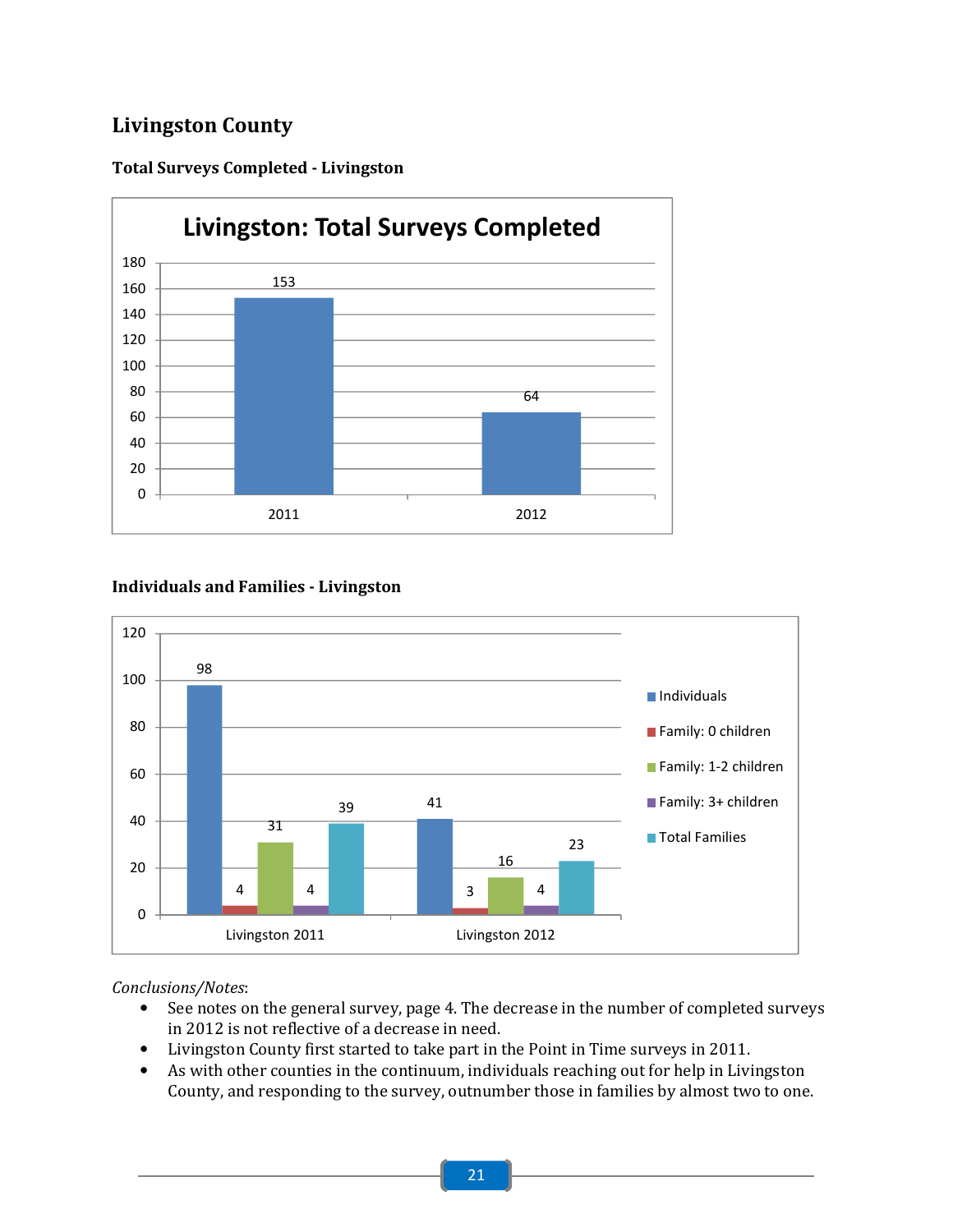## Livingston County

### Total Surveys Completed - Livingston

**Livingston: Total Surveys Completed**

| Year | Surveys Completed |
| --- | --- |
| 2011 | 153 |
| 2012 | 64 |

### Individuals and Families - Livingston

| | Individuals | Family: 0 children | Family: 1-2 children | Family: 3+ children | Total Families |
| --- | --- | --- | --- | --- | --- |
| Livingston 2011 | 98 | 4 | 31 | 4 | 39 |
| Livingston 2012 | 41 | 3 | 16 | 4 | 23 |

*Conclusions/Notes*:

- See notes on the general survey, page 4. The decrease in the number of completed surveys in 2012 is not reflective of a decrease in need.
- Livingston County first started to take part in the Point in Time surveys in 2011.
- As with other counties in the continuum, individuals reaching out for help in Livingston County, and responding to the survey, outnumber those in families by almost two to one.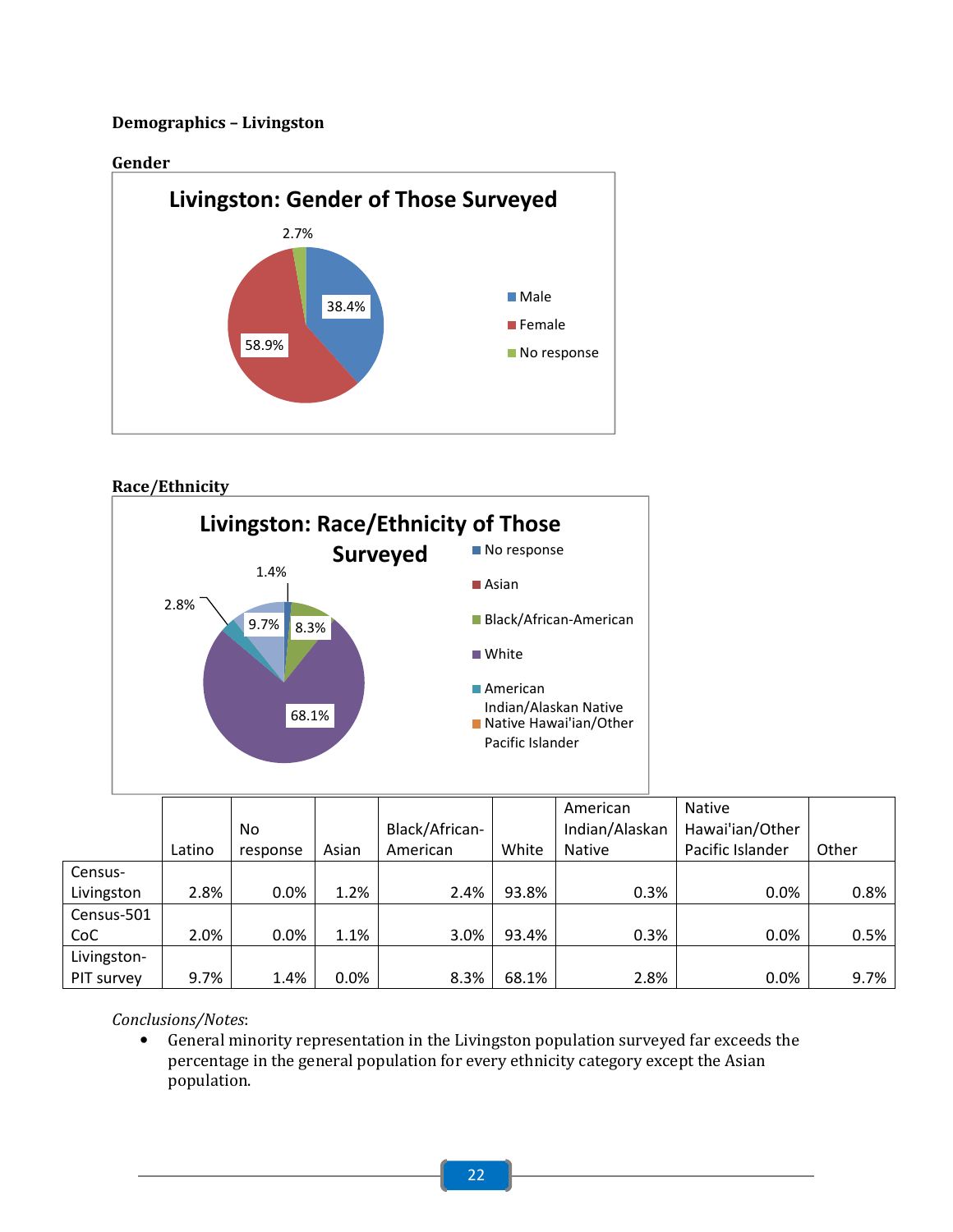**Demographics – Livingston**

**Gender**

Livingston: Gender of Those Surveyed

- Male: 38.4%
- Female: 58.9%
- No response: 2.7%

**Race/Ethnicity**

Livingston: Race/Ethnicity of Those Surveyed

- No response: 1.4%
- Asian
- Black/African-American: 8.3%
- White: 68.1%
- American Indian/Alaskan Native: 2.8%
- Native Hawai'ian/Other Pacific Islander
- 9.7%

| | Latino | No response | Asian | Black/African-American | White | American Indian/Alaskan Native | Native Hawai'ian/Other Pacific Islander | Other |
|---|---|---|---|---|---|---|---|---|
| Census-Livingston | 2.8% | 0.0% | 1.2% | 2.4% | 93.8% | 0.3% | 0.0% | 0.8% |
| Census-501 CoC | 2.0% | 0.0% | 1.1% | 3.0% | 93.4% | 0.3% | 0.0% | 0.5% |
| Livingston-PIT survey | 9.7% | 1.4% | 0.0% | 8.3% | 68.1% | 2.8% | 0.0% | 9.7% |

*Conclusions/Notes*:

- General minority representation in the Livingston population surveyed far exceeds the percentage in the general population for every ethnicity category except the Asian population.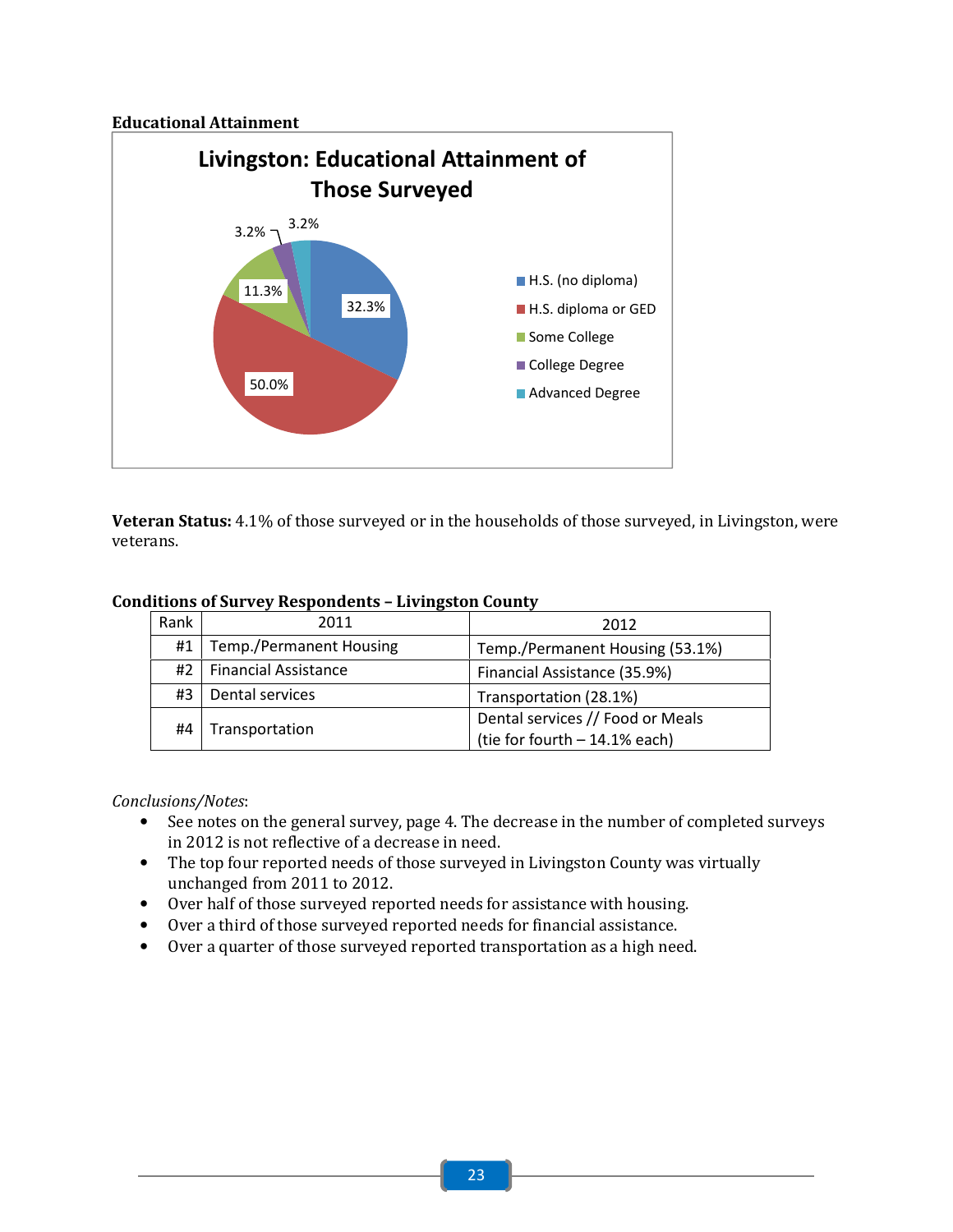**Educational Attainment**

Livington: Educational Attainment of Those Surveyed

| Category | Percent |
|---|---|
| H.S. (no diploma) | 32.3% |
| H.S. diploma or GED | 50.0% |
| Some College | 11.3% |
| College Degree | 3.2% |
| Advanced Degree | 3.2% |

**Veteran Status:** 4.1% of those surveyed or in the households of those surveyed, in Livingston, were veterans.

**Conditions of Survey Respondents – Livingston County**

| Rank | 2011 | 2012 |
|---|---|---|
| #1 | Temp./Permanent Housing | Temp./Permanent Housing (53.1%) |
| #2 | Financial Assistance | Financial Assistance (35.9%) |
| #3 | Dental services | Transportation (28.1%) |
| #4 | Transportation | Dental services // Food or Meals (tie for fourth – 14.1% each) |

*Conclusions/Notes*:

- See notes on the general survey, page 4. The decrease in the number of completed surveys in 2012 is not reflective of a decrease in need.
- The top four reported needs of those surveyed in Livingston County was virtually unchanged from 2011 to 2012.
- Over half of those surveyed reported needs for assistance with housing.
- Over a third of those surveyed reported needs for financial assistance.
- Over a quarter of those surveyed reported transportation as a high need.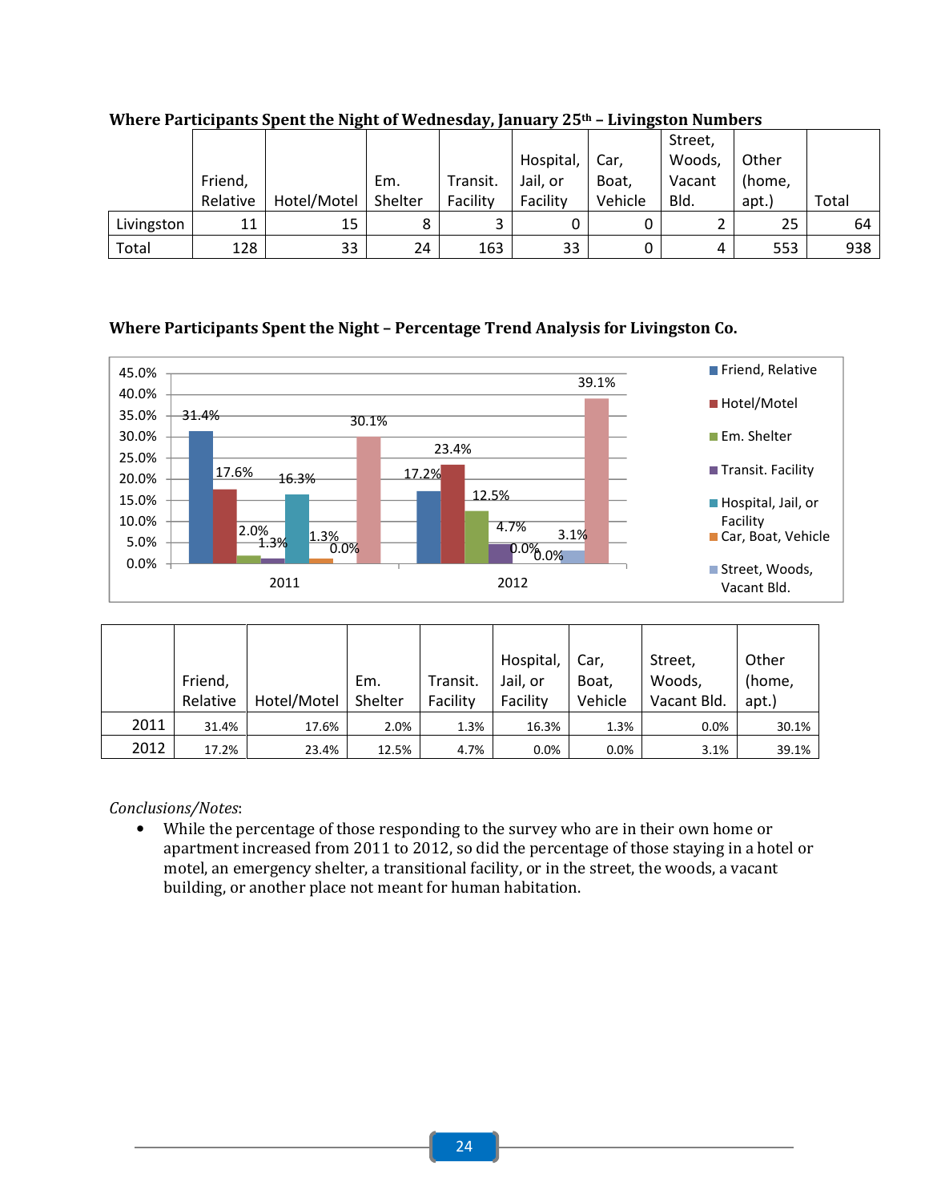**Where Participants Spent the Night of Wednesday, January 25th – Livingston Numbers**

| | Friend, Relative | Hotel/Motel | Em. Shelter | Transit. Facility | Hospital, Jail, or Facility | Car, Boat, Vehicle | Street, Woods, Vacant Bld. | Other (home, apt.) | Total |
|---|---|---|---|---|---|---|---|---|---|
| Livingston | 11 | 15 | 8 | 3 | 0 | 0 | 2 | 25 | 64 |
| Total | 128 | 33 | 24 | 163 | 33 | 0 | 4 | 553 | 938 |

**Where Participants Spent the Night – Percentage Trend Analysis for Livingston Co.**

| | Friend, Relative | Hotel/Motel | Em. Shelter | Transit. Facility | Hospital, Jail, or Facility | Car, Boat, Vehicle | Street, Woods, Vacant Bld. | Other (home, apt.) |
|---|---|---|---|---|---|---|---|---|
| 2011 | 31.4% | 17.6% | 2.0% | 1.3% | 16.3% | 1.3% | 0.0% | 30.1% |
| 2012 | 17.2% | 23.4% | 12.5% | 4.7% | 0.0% | 0.0% | 3.1% | 39.1% |

*Conclusions/Notes*:

- While the percentage of those responding to the survey who are in their own home or apartment increased from 2011 to 2012, so did the percentage of those staying in a hotel or motel, an emergency shelter, a transitional facility, or in the street, the woods, a vacant building, or another place not meant for human habitation.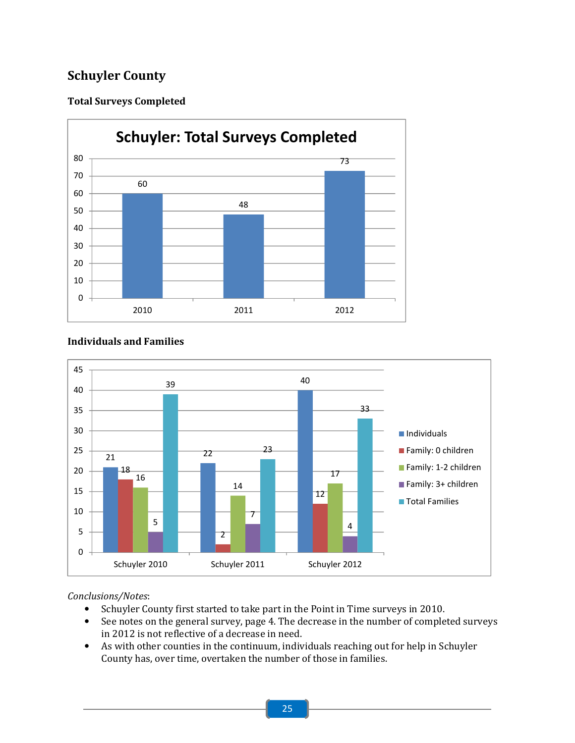## Schuyler County

### Total Surveys Completed

**Schuyler: Total Surveys Completed**

| Year | Total Surveys Completed |
|---|---|
| 2010 | 60 |
| 2011 | 48 |
| 2012 | 73 |

### Individuals and Families

| | Individuals | Family: 0 children | Family: 1-2 children | Family: 3+ children | Total Families |
|---|---|---|---|---|---|
| Schuyler 2010 | 21 | 18 | 16 | 5 | 39 |
| Schuyler 2011 | 22 | 2 | 14 | 7 | 23 |
| Schuyler 2012 | 40 | 12 | 17 | 4 | 33 |

*Conclusions/Notes*:

- Schuyler County first started to take part in the Point in Time surveys in 2010.
- See notes on the general survey, page 4. The decrease in the number of completed surveys in 2012 is not reflective of a decrease in need.
- As with other counties in the continuum, individuals reaching out for help in Schuyler County has, over time, overtaken the number of those in families.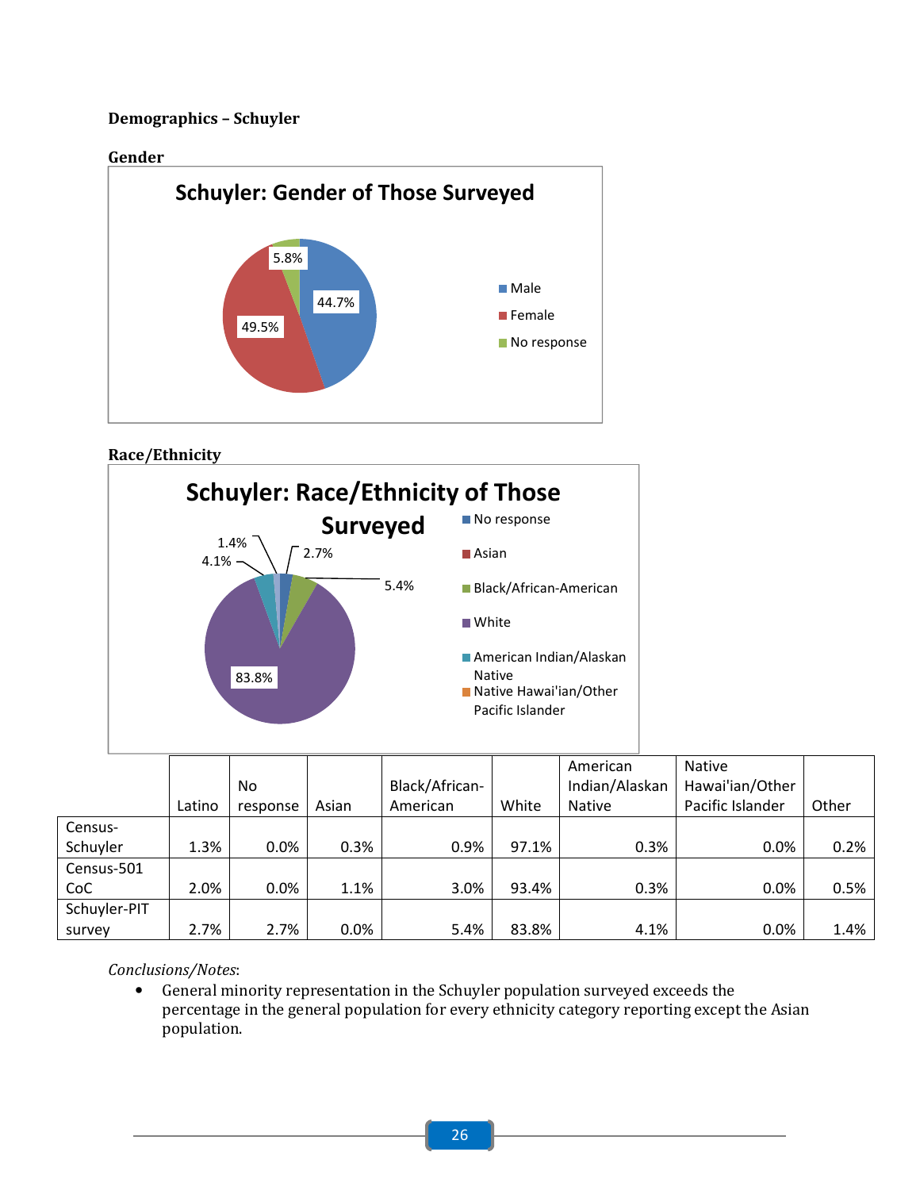**Demographics – Schuyler**

**Gender**

**Race/Ethnicity**

| | Latino | No response | Asian | Black/African-American | White | American Indian/Alaskan Native | Native Hawai'ian/Other Pacific Islander | Other |
|---|---|---|---|---|---|---|---|---|
| Census-Schuyler | 1.3% | 0.0% | 0.3% | 0.9% | 97.1% | 0.3% | 0.0% | 0.2% |
| Census-501 CoC | 2.0% | 0.0% | 1.1% | 3.0% | 93.4% | 0.3% | 0.0% | 0.5% |
| Schuyler-PIT survey | 2.7% | 2.7% | 0.0% | 5.4% | 83.8% | 4.1% | 0.0% | 1.4% |

*Conclusions/Notes*:

- General minority representation in the Schuyler population surveyed exceeds the percentage in the general population for every ethnicity category reporting except the Asian population.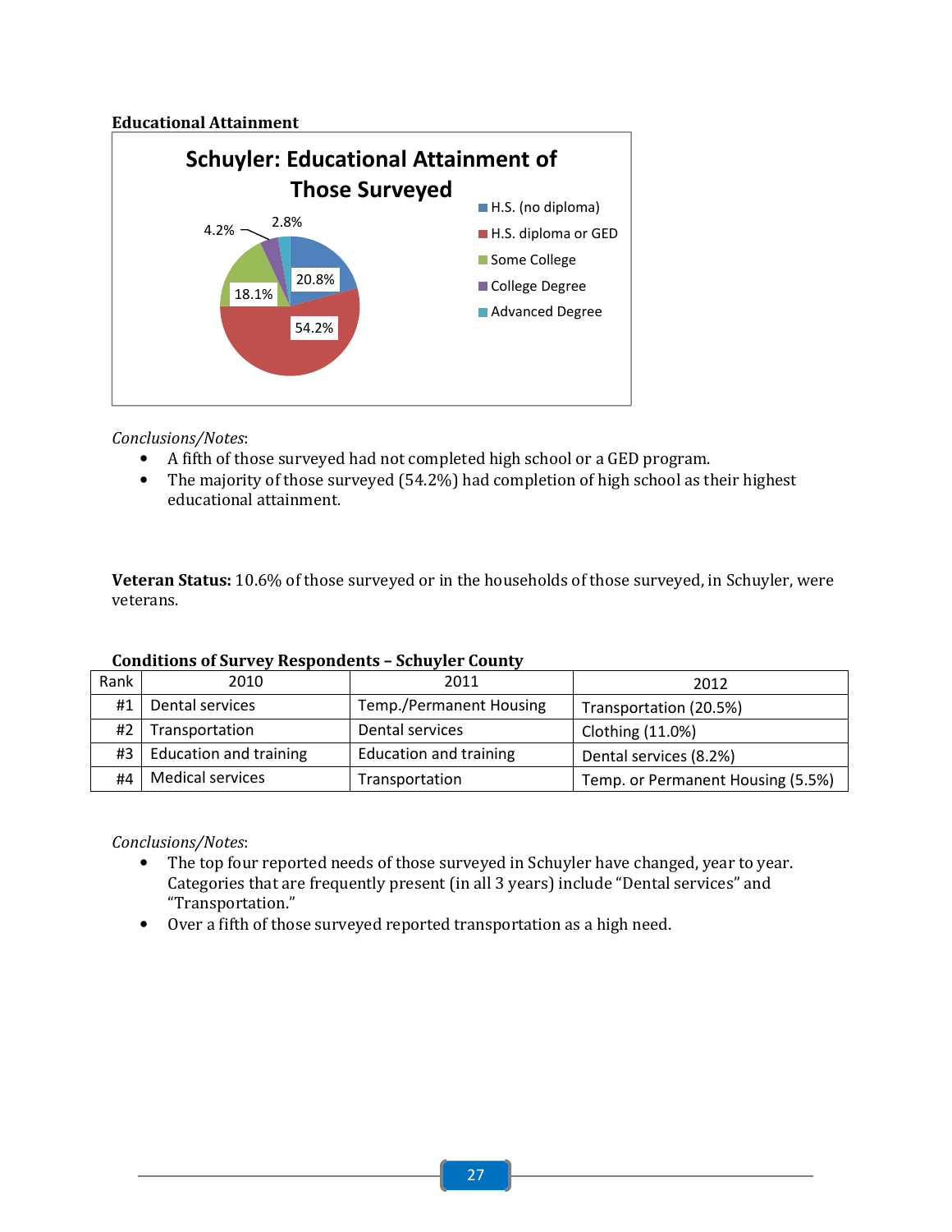**Educational Attainment**

**Schuyler: Educational Attainment of Those Surveyed**

- H.S. (no diploma): 20.8%
- H.S. diploma or GED: 54.2%
- Some College: 18.1%
- College Degree: 4.2%
- Advanced Degree: 2.8%

*Conclusions/Notes*:

- A fifth of those surveyed had not completed high school or a GED program.
- The majority of those surveyed (54.2%) had completion of high school as their highest educational attainment.

**Veteran Status:** 10.6% of those surveyed or in the households of those surveyed, in Schuyler, were veterans.

**Conditions of Survey Respondents – Schuyler County**

| Rank | 2010 | 2011 | 2012 |
|---|---|---|---|
| #1 | Dental services | Temp./Permanent Housing | Transportation (20.5%) |
| #2 | Transportation | Dental services | Clothing (11.0%) |
| #3 | Education and training | Education and training | Dental services (8.2%) |
| #4 | Medical services | Transportation | Temp. or Permanent Housing (5.5%) |

*Conclusions/Notes*:

- The top four reported needs of those surveyed in Schuyler have changed, year to year. Categories that are frequently present (in all 3 years) include "Dental services" and "Transportation."
- Over a fifth of those surveyed reported transportation as a high need.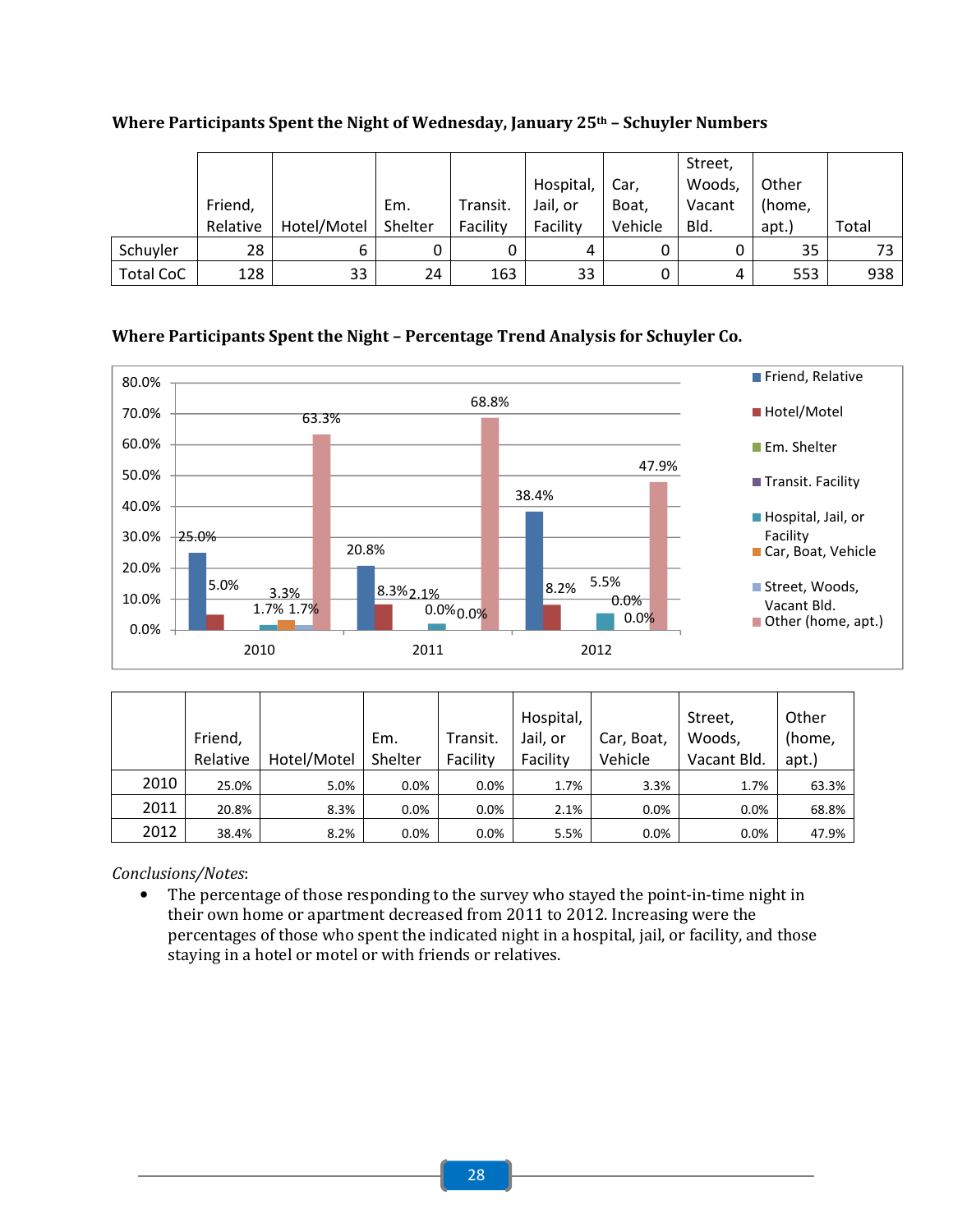**Where Participants Spent the Night of Wednesday, January 25th – Schuyler Numbers**

| | Friend, Relative | Hotel/Motel | Em. Shelter | Transit. Facility | Hospital, Jail, or Facility | Car, Boat, Vehicle | Street, Woods, Vacant Bld. | Other (home, apt.) | Total |
|---|---|---|---|---|---|---|---|---|---|
| Schuyler | 28 | 6 | 0 | 0 | 4 | 0 | 0 | 35 | 73 |
| Total CoC | 128 | 33 | 24 | 163 | 33 | 0 | 4 | 553 | 938 |

**Where Participants Spent the Night – Percentage Trend Analysis for Schuyler Co.**

| | Friend, Relative | Hotel/Motel | Em. Shelter | Transit. Facility | Hospital, Jail, or Facility | Car, Boat, Vehicle | Street, Woods, Vacant Bld. | Other (home, apt.) |
|---|---|---|---|---|---|---|---|---|
| 2010 | 25.0% | 5.0% | 0.0% | 0.0% | 1.7% | 3.3% | 1.7% | 63.3% |
| 2011 | 20.8% | 8.3% | 0.0% | 0.0% | 2.1% | 0.0% | 0.0% | 68.8% |
| 2012 | 38.4% | 8.2% | 0.0% | 0.0% | 5.5% | 0.0% | 0.0% | 47.9% |

*Conclusions/Notes*:

- The percentage of those responding to the survey who stayed the point-in-time night in their own home or apartment decreased from 2011 to 2012. Increasing were the percentages of those who spent the indicated night in a hospital, jail, or facility, and those staying in a hotel or motel or with friends or relatives.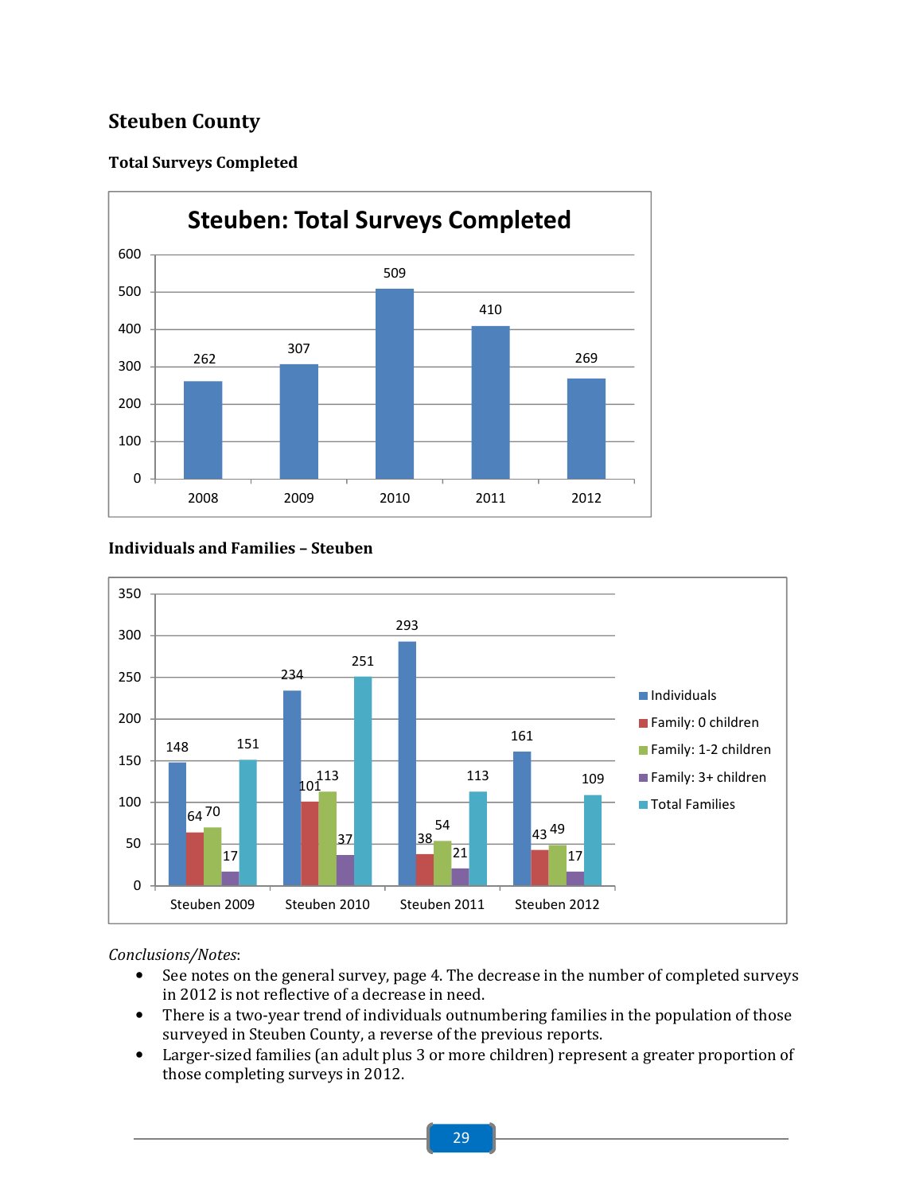## Steuben County

### Total Surveys Completed

**Steuben: Total Surveys Completed**

| Year | Total Surveys Completed |
|---|---|
| 2008 | 262 |
| 2009 | 307 |
| 2010 | 509 |
| 2011 | 410 |
| 2012 | 269 |

### Individuals and Families – Steuben

| | Individuals | Family: 0 children | Family: 1-2 children | Family: 3+ children | Total Families |
|---|---|---|---|---|---|
| Steuben 2009 | 148 | 64 | 70 | 17 | 151 |
| Steuben 2010 | 234 | 101 | 113 | 37 | 251 |
| Steuben 2011 | 293 | 38 | 54 | 21 | 113 |
| Steuben 2012 | 161 | 43 | 49 | 17 | 109 |

*Conclusions/Notes*:

- See notes on the general survey, page 4. The decrease in the number of completed surveys in 2012 is not reflective of a decrease in need.
- There is a two-year trend of individuals outnumbering families in the population of those surveyed in Steuben County, a reverse of the previous reports.
- Larger-sized families (an adult plus 3 or more children) represent a greater proportion of those completing surveys in 2012.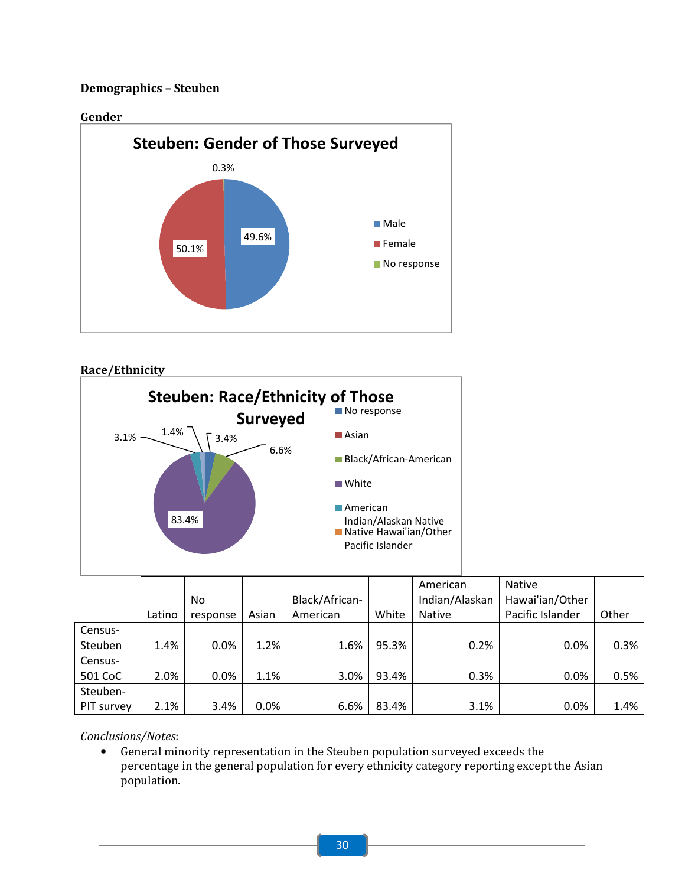**Demographics – Steuben**

**Gender**

**Steuben: Gender of Those Surveyed**

- Male: 49.6%
- Female: 50.1%
- No response: 0.3%

**Race/Ethnicity**

**Steuben: Race/Ethnicity of Those Surveyed**

- No response: 3.4%
- Asian
- Black/African-American: 6.6%
- White: 83.4%
- American Indian/Alaskan Native: 3.1%
- Native Hawai'ian/Other Pacific Islander
- 1.4%

| | Latino | No response | Asian | Black/African-American | White | American Indian/Alaskan Native | Native Hawai'ian/Other Pacific Islander | Other |
|---|---|---|---|---|---|---|---|---|
| Census-Steuben | 1.4% | 0.0% | 1.2% | 1.6% | 95.3% | 0.2% | 0.0% | 0.3% |
| Census-501 CoC | 2.0% | 0.0% | 1.1% | 3.0% | 93.4% | 0.3% | 0.0% | 0.5% |
| Steuben-PIT survey | 2.1% | 3.4% | 0.0% | 6.6% | 83.4% | 3.1% | 0.0% | 1.4% |

*Conclusions/Notes*:

- General minority representation in the Steuben population surveyed exceeds the percentage in the general population for every ethnicity category reporting except the Asian population.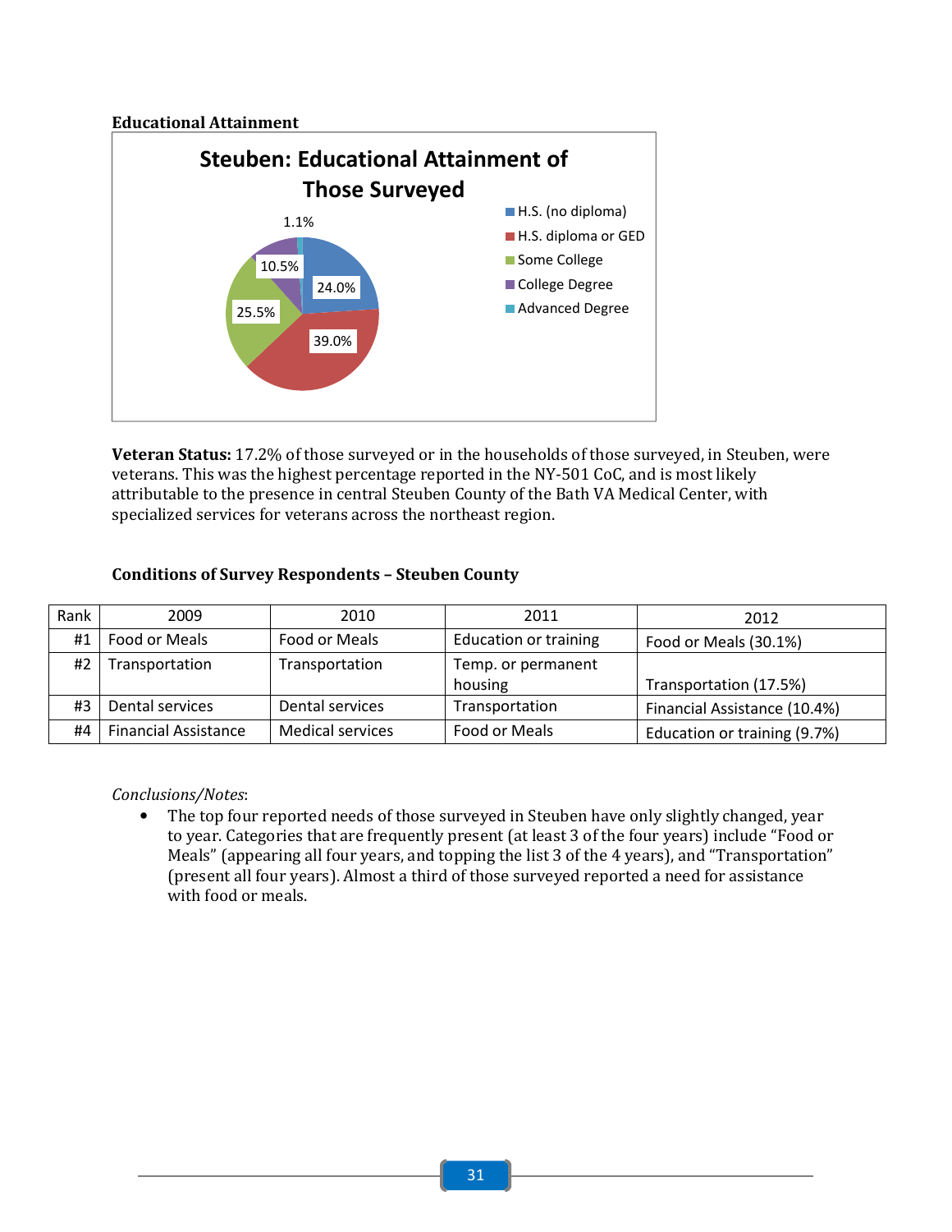**Educational Attainment**

Steuben: Educational Attainment of Those Surveyed

- H.S. (no diploma): 24.0%
- H.S. diploma or GED: 39.0%
- Some College: 25.5%
- College Degree: 10.5%
- Advanced Degree: 1.1%

**Veteran Status:** 17.2% of those surveyed or in the households of those surveyed, in Steuben, were veterans. This was the highest percentage reported in the NY-501 CoC, and is most likely attributable to the presence in central Steuben County of the Bath VA Medical Center, with specialized services for veterans across the northeast region.

**Conditions of Survey Respondents – Steuben County**

| Rank | 2009 | 2010 | 2011 | 2012 |
|---|---|---|---|---|
| #1 | Food or Meals | Food or Meals | Education or training | Food or Meals (30.1%) |
| #2 | Transportation | Transportation | Temp. or permanent housing | Transportation (17.5%) |
| #3 | Dental services | Dental services | Transportation | Financial Assistance (10.4%) |
| #4 | Financial Assistance | Medical services | Food or Meals | Education or training (9.7%) |

*Conclusions/Notes*:

- The top four reported needs of those surveyed in Steuben have only slightly changed, year to year. Categories that are frequently present (at least 3 of the four years) include "Food or Meals" (appearing all four years, and topping the list 3 of the 4 years), and "Transportation" (present all four years). Almost a third of those surveyed reported a need for assistance with food or meals.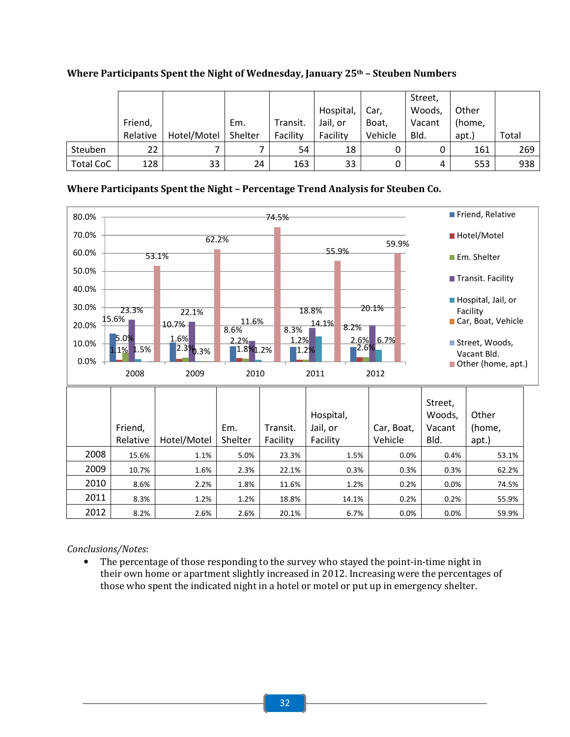**Where Participants Spent the Night of Wednesday, January 25th – Steuben Numbers**

| | Friend, Relative | Hotel/Motel | Em. Shelter | Transit. Facility | Hospital, Jail, or Facility | Car, Boat, Vehicle | Street, Woods, Vacant Bld. | Other (home, apt.) | Total |
|---|---|---|---|---|---|---|---|---|---|
| Steuben | 22 | 7 | 7 | 54 | 18 | 0 | 0 | 161 | 269 |
| Total CoC | 128 | 33 | 24 | 163 | 33 | 0 | 4 | 553 | 938 |

**Where Participants Spent the Night – Percentage Trend Analysis for Steuben Co.**

| | Friend, Relative | Hotel/Motel | Em. Shelter | Transit. Facility | Hospital, Jail, or Facility | Car, Boat, Vehicle | Street, Woods, Vacant Bld. | Other (home, apt.) |
|---|---|---|---|---|---|---|---|---|
| 2008 | 15.6% | 1.1% | 5.0% | 23.3% | 1.5% | 0.0% | 0.4% | 53.1% |
| 2009 | 10.7% | 1.6% | 2.3% | 22.1% | 0.3% | 0.3% | 0.3% | 62.2% |
| 2010 | 8.6% | 2.2% | 1.8% | 11.6% | 1.2% | 0.2% | 0.0% | 74.5% |
| 2011 | 8.3% | 1.2% | 1.2% | 18.8% | 14.1% | 0.2% | 0.2% | 55.9% |
| 2012 | 8.2% | 2.6% | 2.6% | 20.1% | 6.7% | 0.0% | 0.0% | 59.9% |

*Conclusions/Notes*:

- The percentage of those responding to the survey who stayed the point-in-time night in their own home or apartment slightly increased in 2012. Increasing were the percentages of those who spent the indicated night in a hotel or motel or put up in emergency shelter.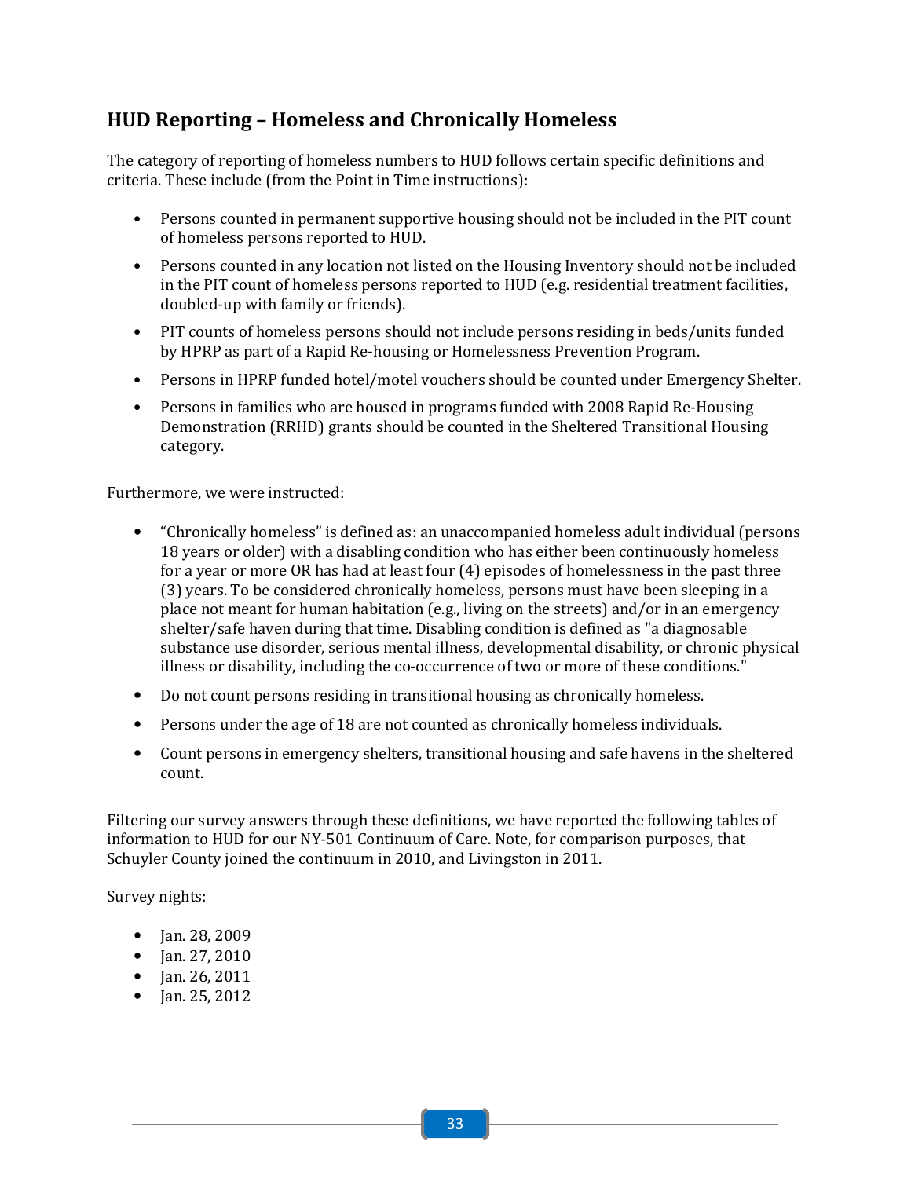## HUD Reporting – Homeless and Chronically Homeless

The category of reporting of homeless numbers to HUD follows certain specific definitions and criteria. These include (from the Point in Time instructions):

- Persons counted in permanent supportive housing should not be included in the PIT count of homeless persons reported to HUD.
- Persons counted in any location not listed on the Housing Inventory should not be included in the PIT count of homeless persons reported to HUD (e.g. residential treatment facilities, doubled-up with family or friends).
- PIT counts of homeless persons should not include persons residing in beds/units funded by HPRP as part of a Rapid Re-housing or Homelessness Prevention Program.
- Persons in HPRP funded hotel/motel vouchers should be counted under Emergency Shelter.
- Persons in families who are housed in programs funded with 2008 Rapid Re-Housing Demonstration (RRHD) grants should be counted in the Sheltered Transitional Housing category.

Furthermore, we were instructed:

- "Chronically homeless" is defined as: an unaccompanied homeless adult individual (persons 18 years or older) with a disabling condition who has either been continuously homeless for a year or more OR has had at least four (4) episodes of homelessness in the past three (3) years. To be considered chronically homeless, persons must have been sleeping in a place not meant for human habitation (e.g., living on the streets) and/or in an emergency shelter/safe haven during that time. Disabling condition is defined as "a diagnosable substance use disorder, serious mental illness, developmental disability, or chronic physical illness or disability, including the co-occurrence of two or more of these conditions."
- Do not count persons residing in transitional housing as chronically homeless.
- Persons under the age of 18 are not counted as chronically homeless individuals.
- Count persons in emergency shelters, transitional housing and safe havens in the sheltered count.

Filtering our survey answers through these definitions, we have reported the following tables of information to HUD for our NY-501 Continuum of Care. Note, for comparison purposes, that Schuyler County joined the continuum in 2010, and Livingston in 2011.

Survey nights:

- Jan. 28, 2009
- Jan. 27, 2010
- Jan. 26, 2011
- Jan. 25, 2012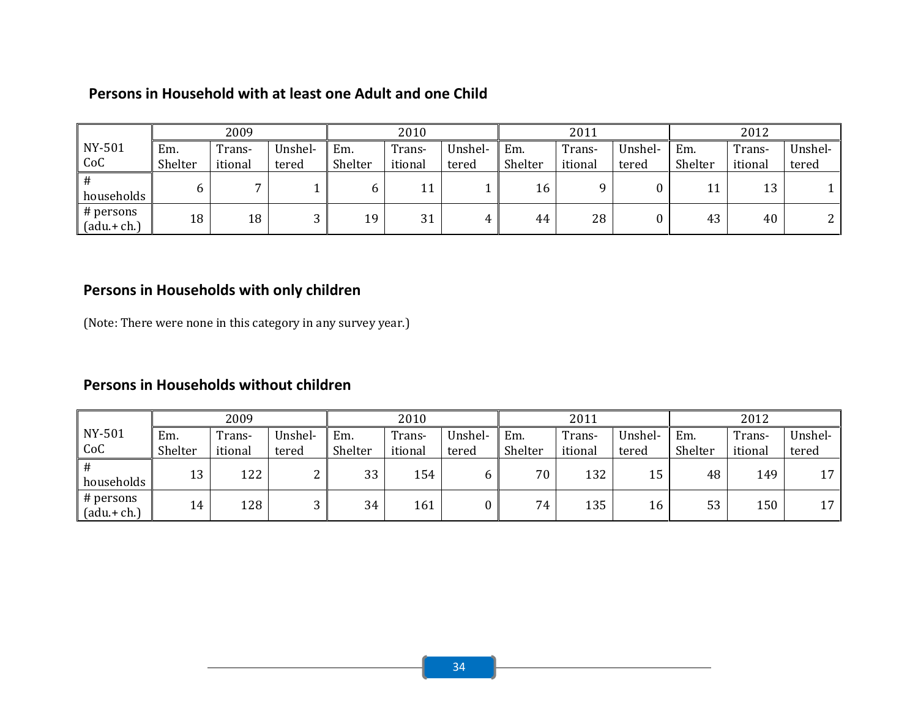### Persons in Household with at least one Adult and one Child

| NY-501 CoC | 2009 | | | 2010 | | | 2011 | | | 2012 | | |
|---|---|---|---|---|---|---|---|---|---|---|---|---|
| | Em. Shelter | Trans-itional | Unshel-tered | Em. Shelter | Trans-itional | Unshel-tered | Em. Shelter | Trans-itional | Unshel-tered | Em. Shelter | Trans-itional | Unshel-tered |
| # households | 6 | 7 | 1 | 6 | 11 | 1 | 16 | 9 | 0 | 11 | 13 | 1 |
| # persons (adu.+ ch.) | 18 | 18 | 3 | 19 | 31 | 4 | 44 | 28 | 0 | 43 | 40 | 2 |

### Persons in Households with only children

(Note: There were none in this category in any survey year.)

### Persons in Households without children

| NY-501 CoC | 2009 | | | 2010 | | | 2011 | | | 2012 | | |
|---|---|---|---|---|---|---|---|---|---|---|---|---|
| | Em. Shelter | Trans-itional | Unshel-tered | Em. Shelter | Trans-itional | Unshel-tered | Em. Shelter | Trans-itional | Unshel-tered | Em. Shelter | Trans-itional | Unshel-tered |
| # households | 13 | 122 | 2 | 33 | 154 | 6 | 70 | 132 | 15 | 48 | 149 | 17 |
| # persons (adu.+ ch.) | 14 | 128 | 3 | 34 | 161 | 0 | 74 | 135 | 16 | 53 | 150 | 17 |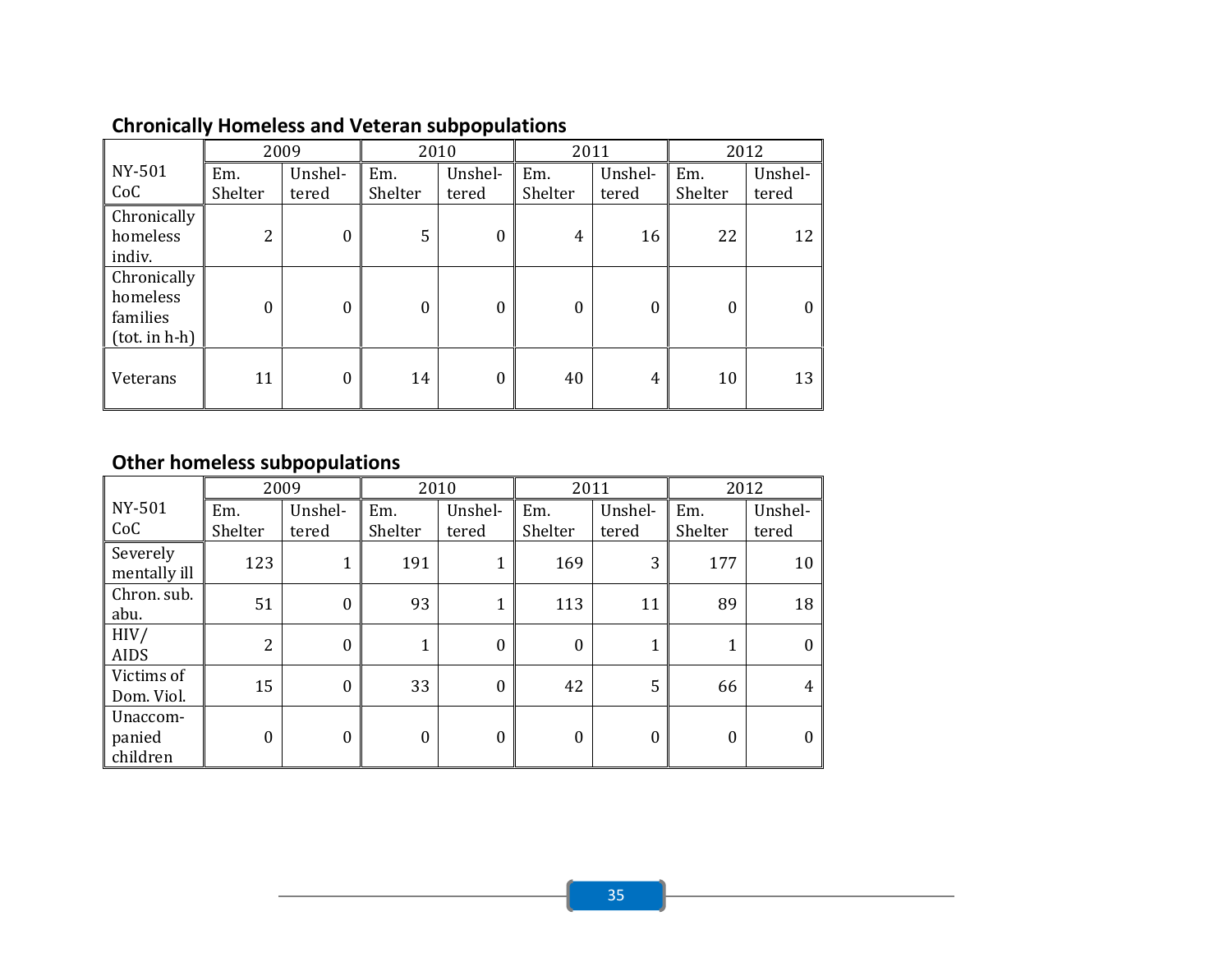## Chronically Homeless and Veteran subpopulations

| NY-501 CoC | 2009 | | 2010 | | 2011 | | 2012 | |
|---|---|---|---|---|---|---|---|---|
| | Em. Shelter | Unshel-tered | Em. Shelter | Unshel-tered | Em. Shelter | Unshel-tered | Em. Shelter | Unshel-tered |
| Chronically homeless indiv. | 2 | 0 | 5 | 0 | 4 | 16 | 22 | 12 |
| Chronically homeless families (tot. in h-h) | 0 | 0 | 0 | 0 | 0 | 0 | 0 | 0 |
| Veterans | 11 | 0 | 14 | 0 | 40 | 4 | 10 | 13 |

## Other homeless subpopulations

| NY-501 CoC | 2009 | | 2010 | | 2011 | | 2012 | |
|---|---|---|---|---|---|---|---|---|
| | Em. Shelter | Unshel-tered | Em. Shelter | Unshel-tered | Em. Shelter | Unshel-tered | Em. Shelter | Unshel-tered |
| Severely mentally ill | 123 | 1 | 191 | 1 | 169 | 3 | 177 | 10 |
| Chron. sub. abu. | 51 | 0 | 93 | 1 | 113 | 11 | 89 | 18 |
| HIV/ AIDS | 2 | 0 | 1 | 0 | 0 | 1 | 1 | 0 |
| Victims of Dom. Viol. | 15 | 0 | 33 | 0 | 42 | 5 | 66 | 4 |
| Unaccom-panied children | 0 | 0 | 0 | 0 | 0 | 0 | 0 | 0 |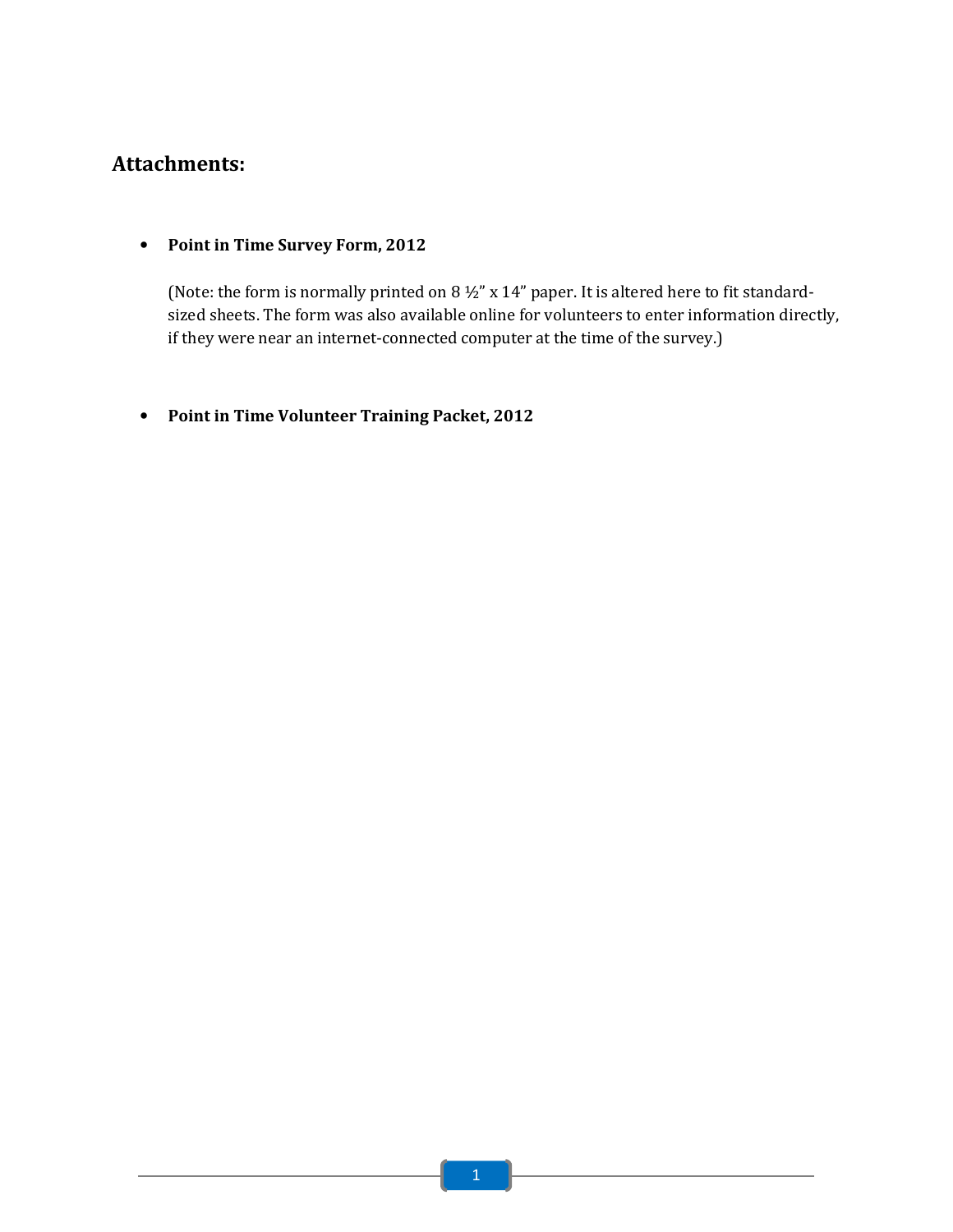## Attachments:

- **Point in Time Survey Form, 2012**

  (Note: the form is normally printed on 8 ½" x 14" paper. It is altered here to fit standard-sized sheets. The form was also available online for volunteers to enter information directly, if they were near an internet-connected computer at the time of the survey.)

- **Point in Time Volunteer Training Packet, 2012**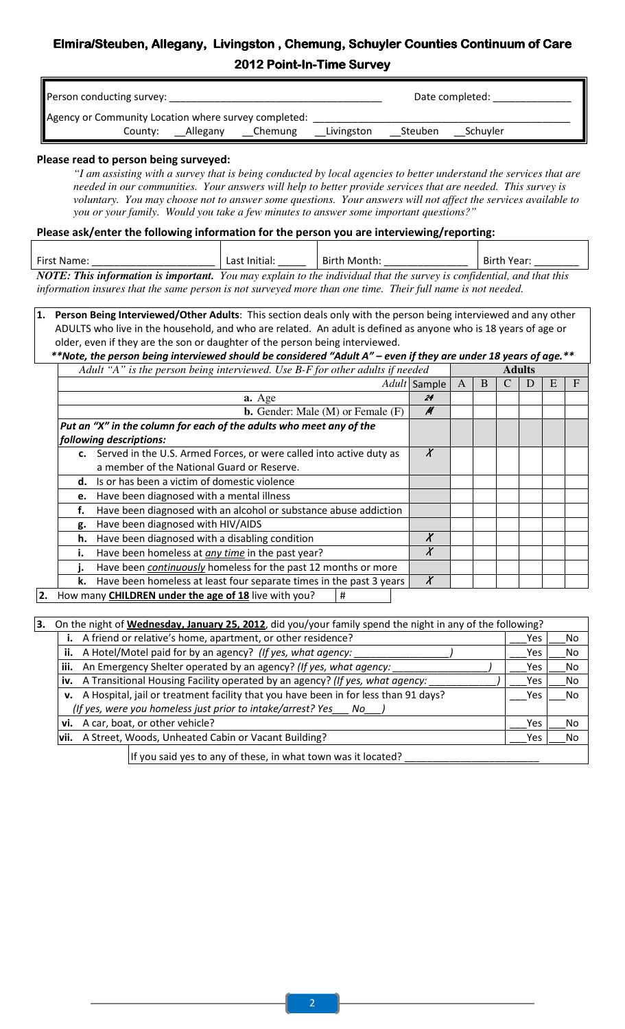# Elmira/Steuben, Allegany, Livingston , Chemung, Schuyler Counties Continuum of Care

## 2012 Point-In-Time Survey

Person conducting survey: ____________________________________ Date completed: ______________

Agency or Community Location where survey completed: ____________________________________________

County: __Allegany __Chemung __Livingston __Steuben __Schuyler

**Please read to person being surveyed:**

*"I am assisting with a survey that is being conducted by local agencies to better understand the services that are needed in our communities. Your answers will help to better provide services that are needed. This survey is voluntary. You may choose not to answer some questions. Your answers will not affect the services available to you or your family. Would you take a few minutes to answer some important questions?"*

**Please ask/enter the following information for the person you are interviewing/reporting:**

| First Name: ____________________ | Last Initial: _____ | Birth Month: ______________ | Birth Year: _______ |
|---|---|---|---|

***NOTE: This information is important.*** *You may explain to the individual that the survey is confidential, and that this information insures that the same person is not surveyed more than one time. Their full name is not needed.*

**1. Person Being Interviewed/Other Adults**: This section deals only with the person being interviewed and any other ADULTS who live in the household, and who are related. An adult is defined as anyone who is 18 years of age or older, even if they are the son or daughter of the person being interviewed.

***Note, the person being interviewed should be considered "Adult A" – even if they are under 18 years of age.***

| *Adult "A" is the person being interviewed. Use B-F for other adults if needed* | | **Adults** | | | | | |
|---|---|---|---|---|---|---|---|
| *Adult* | Sample | A | B | C | D | E | F |
| **a.** Age | 24 | | | | | | |
| **b.** Gender: Male (M) or Female (F) | M | | | | | | |
| ***Put an "X" in the column for each of the adults who meet any of the following descriptions:*** | | | | | | | |
| **c.** Served in the U.S. Armed Forces, or were called into active duty as a member of the National Guard or Reserve. | X | | | | | | |
| **d.** Is or has been a victim of domestic violence | | | | | | | |
| **e.** Have been diagnosed with a mental illness | | | | | | | |
| **f.** Have been diagnosed with an alcohol or substance abuse addiction | | | | | | | |
| **g.** Have been diagnosed with HIV/AIDS | | | | | | | |
| **h.** Have been diagnosed with a disabling condition | X | | | | | | |
| **i.** Have been homeless at *any time* in the past year? | X | | | | | | |
| **j.** Have been *continuously* homeless for the past 12 months or more | | | | | | | |
| **k.** Have been homeless at least four separate times in the past 3 years | X | | | | | | |

**2.** How many **CHILDREN under the age of 18** live with you? #

**3.** On the night of **Wednesday, January 25, 2012**, did you/your family spend the night in any of the following?

| | | |
|---|---|---|
| **i.** A friend or relative's home, apartment, or other residence? | ___Yes | ___No |
| **ii.** A Hotel/Motel paid for by an agency? *(If yes, what agency: ________________)* | ___Yes | ___No |
| **iii.** An Emergency Shelter operated by an agency? *(If yes, what agency: ________________)* | ___Yes | ___No |
| **iv.** A Transitional Housing Facility operated by an agency? *(If yes, what agency: ___________)* | ___Yes | ___No |
| **v.** A Hospital, jail or treatment facility that you have been in for less than 91 days? *(If yes, were you homeless just prior to intake/arrest? Yes___ No___)* | ___Yes | ___No |
| **vi.** A car, boat, or other vehicle? | ___Yes | ___No |
| **vii.** A Street, Woods, Unheated Cabin or Vacant Building? | ___Yes | ___No |

If you said yes to any of these, in what town was it located? ________________________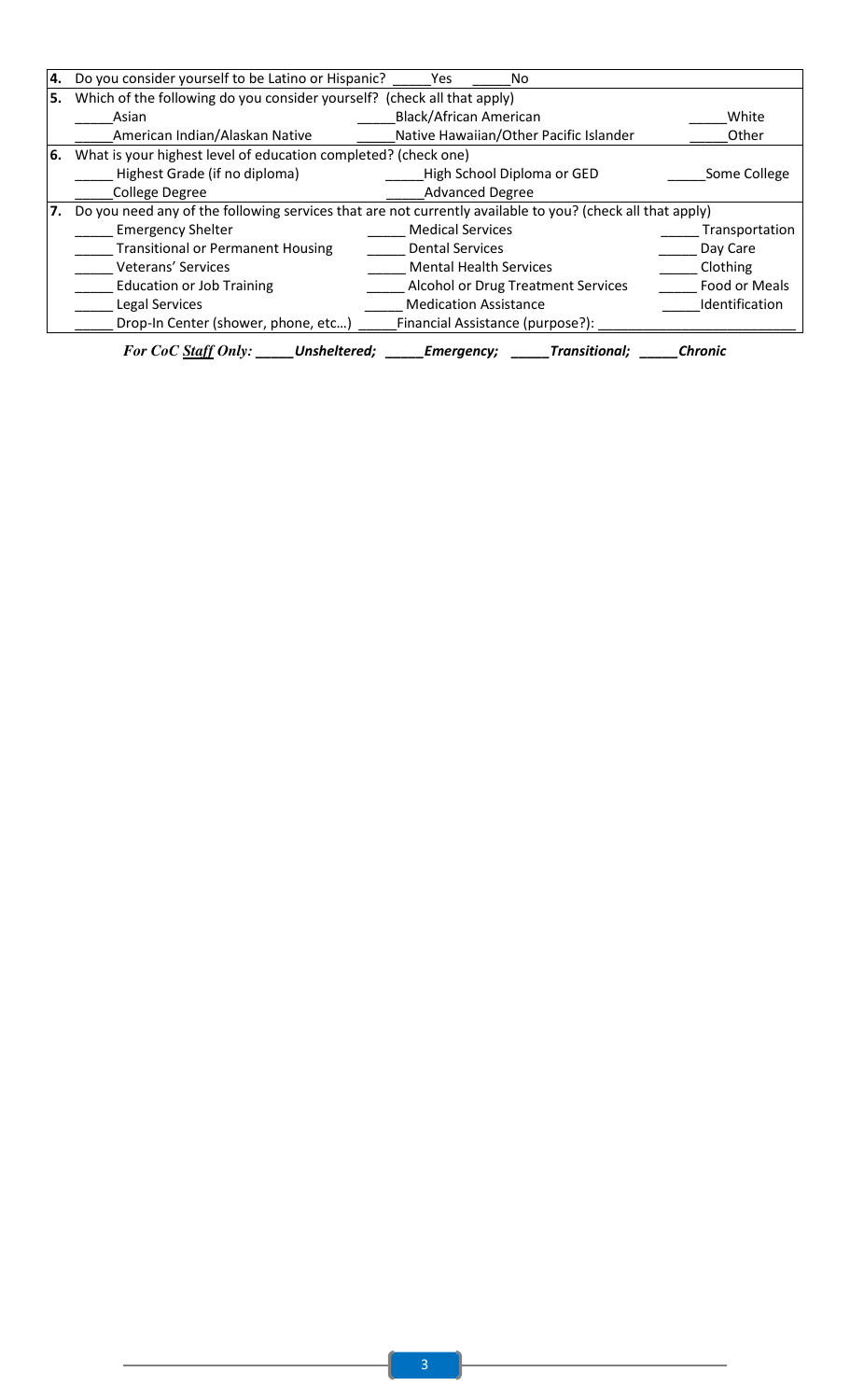| | | | |
|---|---|---|---|
| **4.** | Do you consider yourself to be Latino or Hispanic? _____Yes _____No | | |
| **5.** | Which of the following do you consider yourself? (check all that apply) | | |
| | _____Asian | _____Black/African American | _____White |
| | _____American Indian/Alaskan Native | _____Native Hawaiian/Other Pacific Islander | _____Other |
| **6.** | What is your highest level of education completed? (check one) | | |
| | _____ Highest Grade (if no diploma) | _____High School Diploma or GED | _____Some College |
| | _____College Degree | _____Advanced Degree | |
| **7.** | Do you need any of the following services that are not currently available to you? (check all that apply) | | |
| | _____ Emergency Shelter | _____ Medical Services | _____ Transportation |
| | _____ Transitional or Permanent Housing | _____ Dental Services | _____ Day Care |
| | _____ Veterans' Services | _____ Mental Health Services | _____ Clothing |
| | _____ Education or Job Training | _____ Alcohol or Drug Treatment Services | _____ Food or Meals |
| | _____ Legal Services | _____ Medication Assistance | _____Identification |
| | _____ Drop-In Center (shower, phone, etc…) | _____Financial Assistance (purpose?): _______________ | |

*For CoC Staff Only:* ***_____Unsheltered; _____Emergency; _____Transitional; _____Chronic***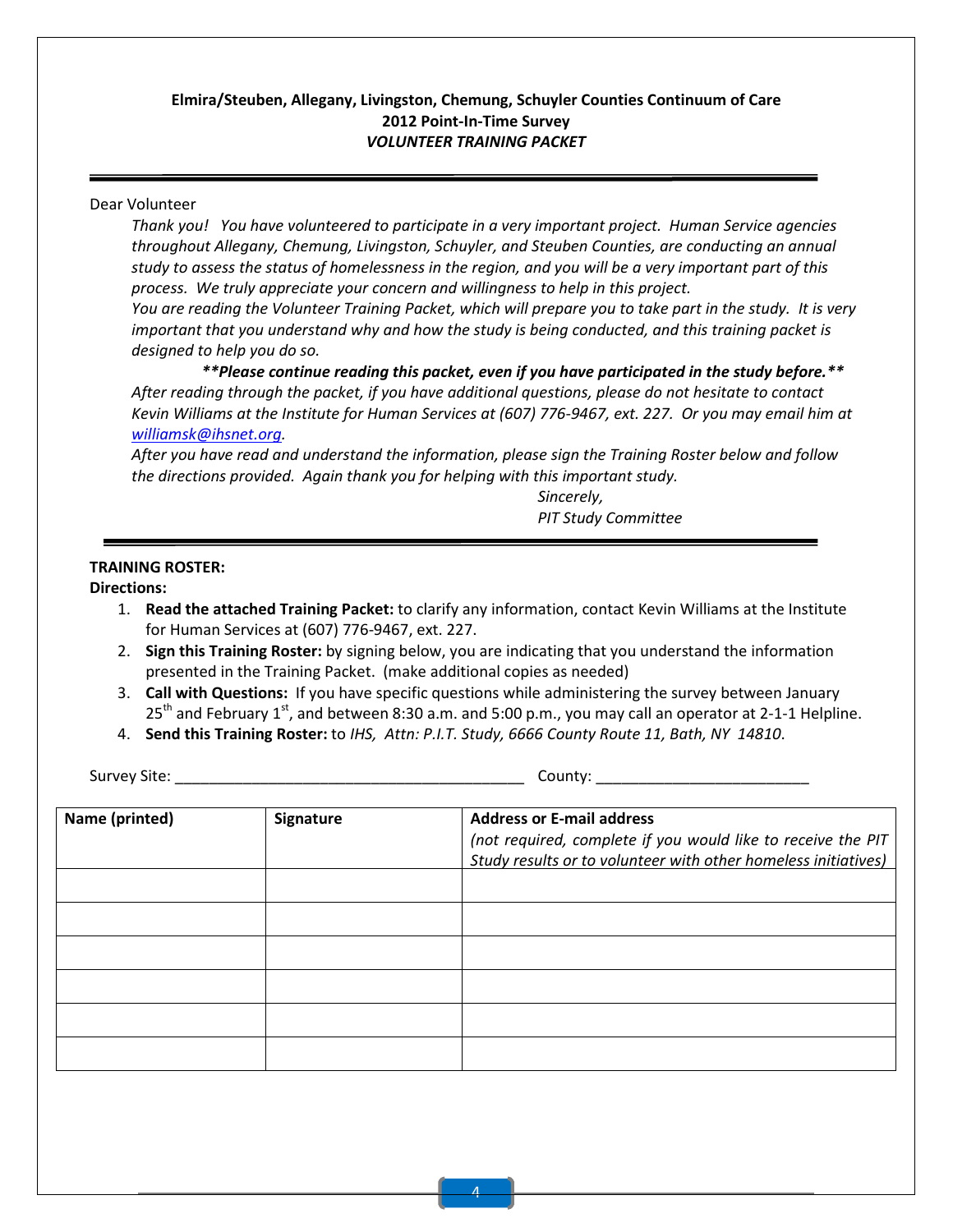**Elmira/Steuben, Allegany, Livingston, Chemung, Schuyler Counties Continuum of Care**
**2012 Point-In-Time Survey**
***VOLUNTEER TRAINING PACKET***

---

Dear Volunteer

*Thank you! You have volunteered to participate in a very important project. Human Service agencies throughout Allegany, Chemung, Livingston, Schuyler, and Steuben Counties, are conducting an annual study to assess the status of homelessness in the region, and you will be a very important part of this process. We truly appreciate your concern and willingness to help in this project.*

*You are reading the Volunteer Training Packet, which will prepare you to take part in the study. It is very important that you understand why and how the study is being conducted, and this training packet is designed to help you do so.*

***\*\*Please continue reading this packet, even if you have participated in the study before.\*\****

*After reading through the packet, if you have additional questions, please do not hesitate to contact Kevin Williams at the Institute for Human Services at (607) 776-9467, ext. 227. Or you may email him at [williamsk@ihsnet.org](mailto:williamsk@ihsnet.org).*

*After you have read and understand the information, please sign the Training Roster below and follow the directions provided. Again thank you for helping with this important study.*

*Sincerely,*
*PIT Study Committee*

---

**TRAINING ROSTER:**
**Directions:**

1. **Read the attached Training Packet:** to clarify any information, contact Kevin Williams at the Institute for Human Services at (607) 776-9467, ext. 227.
2. **Sign this Training Roster:** by signing below, you are indicating that you understand the information presented in the Training Packet. (make additional copies as needed)
3. **Call with Questions:** If you have specific questions while administering the survey between January 25th and February 1st, and between 8:30 a.m. and 5:00 p.m., you may call an operator at 2-1-1 Helpline.
4. **Send this Training Roster:** to *IHS, Attn: P.I.T. Study, 6666 County Route 11, Bath, NY 14810*.

Survey Site: ______________________________________ County: ________________________

| **Name (printed)** | **Signature** | **Address or E-mail address** *(not required, complete if you would like to receive the PIT Study results or to volunteer with other homeless initiatives)* |
|---|---|---|
| | | |
| | | |
| | | |
| | | |
| | | |
| | | |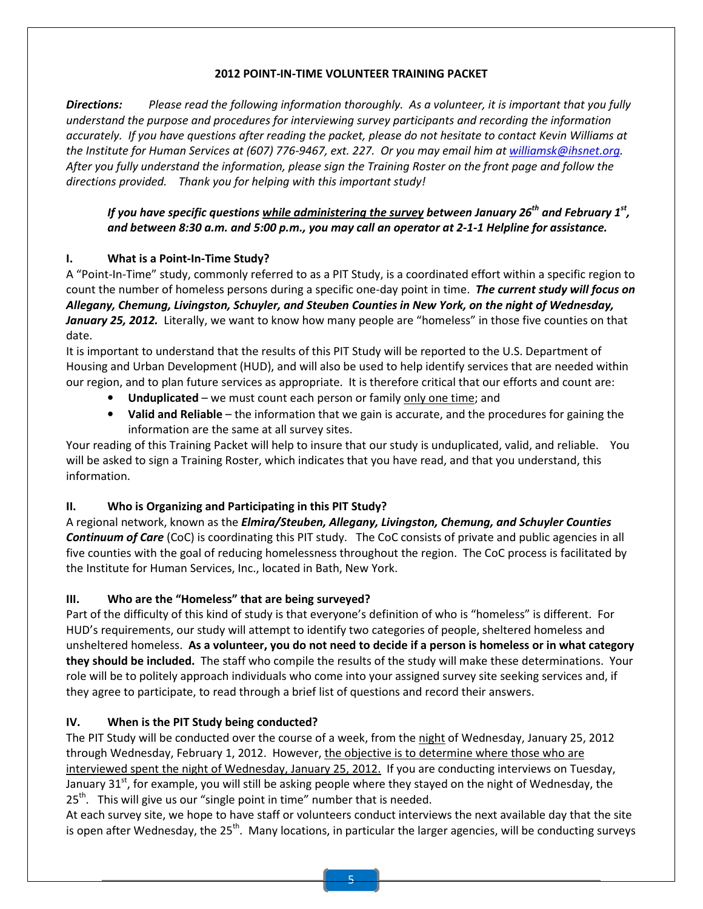## 2012 POINT-IN-TIME VOLUNTEER TRAINING PACKET

***Directions:*** *Please read the following information thoroughly. As a volunteer, it is important that you fully understand the purpose and procedures for interviewing survey participants and recording the information accurately. If you have questions after reading the packet, please do not hesitate to contact Kevin Williams at the Institute for Human Services at (607) 776-9467, ext. 227. Or you may email him at williamsk@ihsnet.org. After you fully understand the information, please sign the Training Roster on the front page and follow the directions provided. Thank you for helping with this important study!*

> ***If you have specific questions <u>while administering the survey</u> between January 26th and February 1st, and between 8:30 a.m. and 5:00 p.m., you may call an operator at 2-1-1 Helpline for assistance.***

### I. What is a Point-In-Time Study?

A "Point-In-Time" study, commonly referred to as a PIT Study, is a coordinated effort within a specific region to count the number of homeless persons during a specific one-day point in time. ***The current study will focus on Allegany, Chemung, Livingston, Schuyler, and Steuben Counties in New York, on the night of Wednesday, January 25, 2012.*** Literally, we want to know how many people are "homeless" in those five counties on that date.

It is important to understand that the results of this PIT Study will be reported to the U.S. Department of Housing and Urban Development (HUD), and will also be used to help identify services that are needed within our region, and to plan future services as appropriate. It is therefore critical that our efforts and count are:

- **Unduplicated** – we must count each person or family <u>only one time</u>; and
- **Valid and Reliable** – the information that we gain is accurate, and the procedures for gaining the information are the same at all survey sites.

Your reading of this Training Packet will help to insure that our study is unduplicated, valid, and reliable. You will be asked to sign a Training Roster, which indicates that you have read, and that you understand, this information.

### II. Who is Organizing and Participating in this PIT Study?

A regional network, known as the ***Elmira/Steuben, Allegany, Livingston, Chemung, and Schuyler Counties Continuum of Care*** (CoC) is coordinating this PIT study. The CoC consists of private and public agencies in all five counties with the goal of reducing homelessness throughout the region. The CoC process is facilitated by the Institute for Human Services, Inc., located in Bath, New York.

### III. Who are the "Homeless" that are being surveyed?

Part of the difficulty of this kind of study is that everyone's definition of who is "homeless" is different. For HUD's requirements, our study will attempt to identify two categories of people, sheltered homeless and unsheltered homeless. **As a volunteer, you do not need to decide if a person is homeless or in what category they should be included.** The staff who compile the results of the study will make these determinations. Your role will be to politely approach individuals who come into your assigned survey site seeking services and, if they agree to participate, to read through a brief list of questions and record their answers.

### IV. When is the PIT Study being conducted?

The PIT Study will be conducted over the course of a week, from the <u>night</u> of Wednesday, January 25, 2012 through Wednesday, February 1, 2012. However, <u>the objective is to determine where those who are interviewed spent the night of Wednesday, January 25, 2012.</u> If you are conducting interviews on Tuesday, January 31st, for example, you will still be asking people where they stayed on the night of Wednesday, the 25th. This will give us our "single point in time" number that is needed.

At each survey site, we hope to have staff or volunteers conduct interviews the next available day that the site is open after Wednesday, the 25th. Many locations, in particular the larger agencies, will be conducting surveys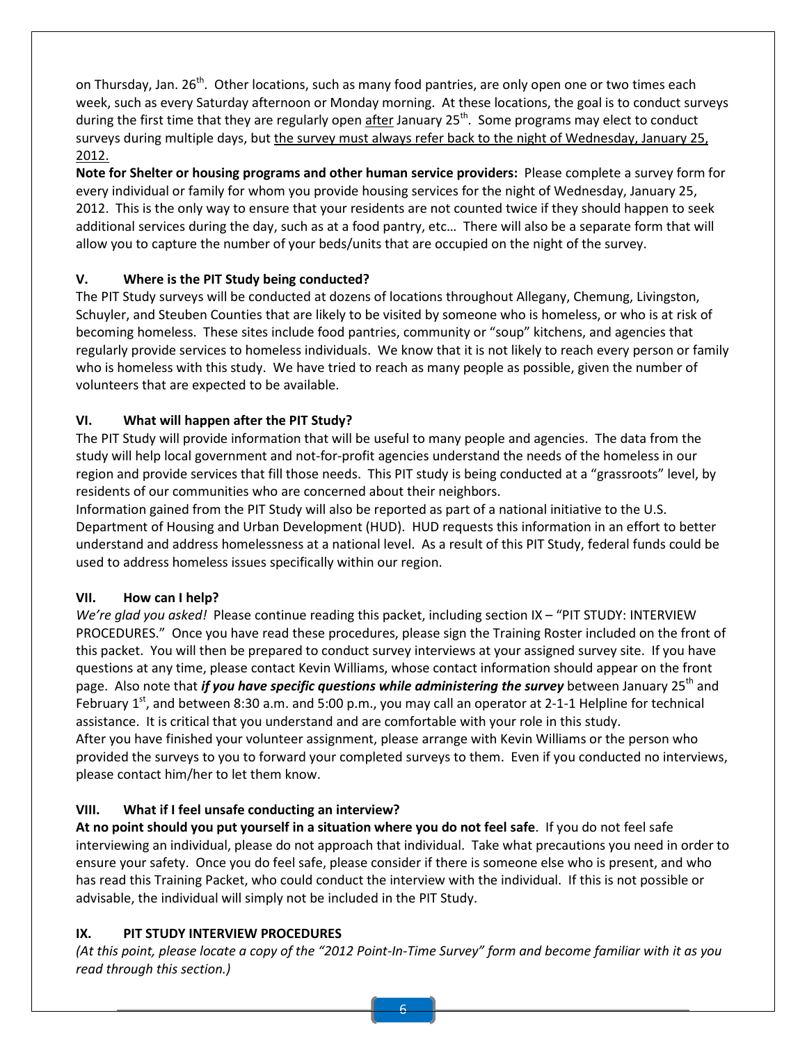on Thursday, Jan. 26th. Other locations, such as many food pantries, are only open one or two times each week, such as every Saturday afternoon or Monday morning. At these locations, the goal is to conduct surveys during the first time that they are regularly open after January 25th. Some programs may elect to conduct surveys during multiple days, but the survey must always refer back to the night of Wednesday, January 25, 2012.

**Note for Shelter or housing programs and other human service providers:** Please complete a survey form for every individual or family for whom you provide housing services for the night of Wednesday, January 25, 2012. This is the only way to ensure that your residents are not counted twice if they should happen to seek additional services during the day, such as at a food pantry, etc… There will also be a separate form that will allow you to capture the number of your beds/units that are occupied on the night of the survey.

### V. Where is the PIT Study being conducted?

The PIT Study surveys will be conducted at dozens of locations throughout Allegany, Chemung, Livingston, Schuyler, and Steuben Counties that are likely to be visited by someone who is homeless, or who is at risk of becoming homeless. These sites include food pantries, community or "soup" kitchens, and agencies that regularly provide services to homeless individuals. We know that it is not likely to reach every person or family who is homeless with this study. We have tried to reach as many people as possible, given the number of volunteers that are expected to be available.

### VI. What will happen after the PIT Study?

The PIT Study will provide information that will be useful to many people and agencies. The data from the study will help local government and not-for-profit agencies understand the needs of the homeless in our region and provide services that fill those needs. This PIT study is being conducted at a "grassroots" level, by residents of our communities who are concerned about their neighbors.

Information gained from the PIT Study will also be reported as part of a national initiative to the U.S. Department of Housing and Urban Development (HUD). HUD requests this information in an effort to better understand and address homelessness at a national level. As a result of this PIT Study, federal funds could be used to address homeless issues specifically within our region.

### VII. How can I help?

*We're glad you asked!* Please continue reading this packet, including section IX – "PIT STUDY: INTERVIEW PROCEDURES." Once you have read these procedures, please sign the Training Roster included on the front of this packet. You will then be prepared to conduct survey interviews at your assigned survey site. If you have questions at any time, please contact Kevin Williams, whose contact information should appear on the front page. Also note that ***if you have specific questions while administering the survey*** between January 25th and February 1st, and between 8:30 a.m. and 5:00 p.m., you may call an operator at 2-1-1 Helpline for technical assistance. It is critical that you understand and are comfortable with your role in this study.

After you have finished your volunteer assignment, please arrange with Kevin Williams or the person who provided the surveys to you to forward your completed surveys to them. Even if you conducted no interviews, please contact him/her to let them know.

### VIII. What if I feel unsafe conducting an interview?

**At no point should you put yourself in a situation where you do not feel safe**. If you do not feel safe interviewing an individual, please do not approach that individual. Take what precautions you need in order to ensure your safety. Once you do feel safe, please consider if there is someone else who is present, and who has read this Training Packet, who could conduct the interview with the individual. If this is not possible or advisable, the individual will simply not be included in the PIT Study.

### IX. PIT STUDY INTERVIEW PROCEDURES

*(At this point, please locate a copy of the "2012 Point-In-Time Survey" form and become familiar with it as you read through this section.)*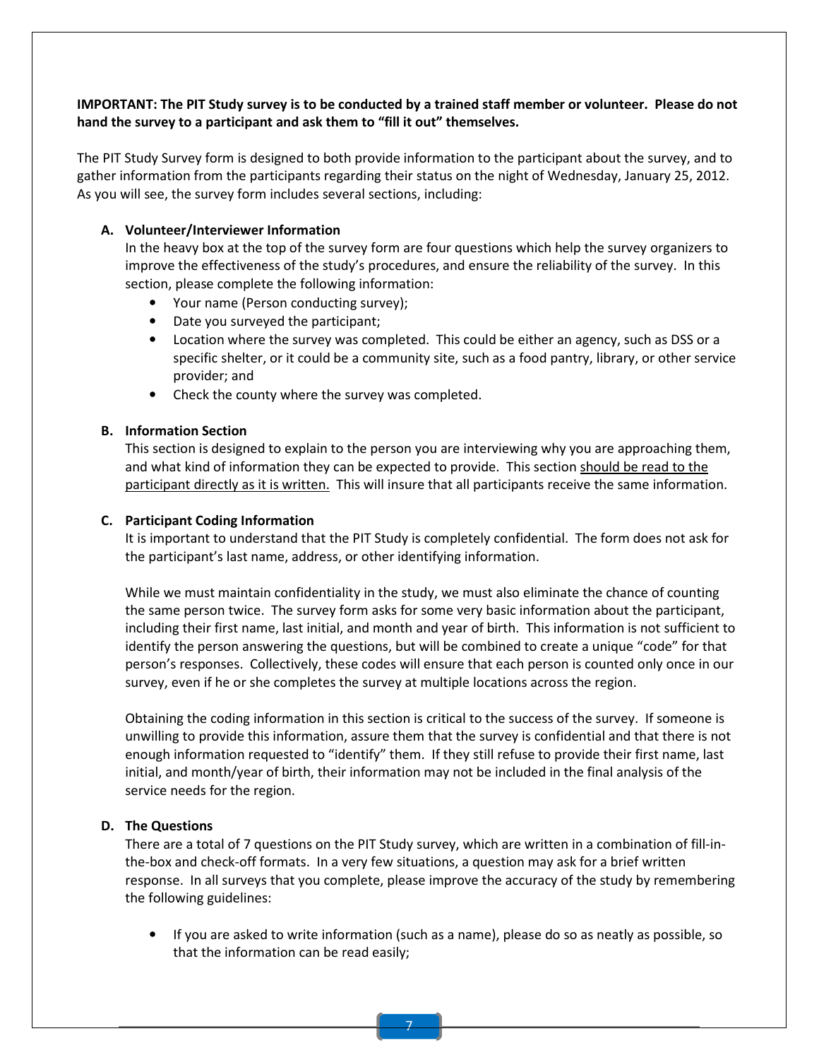**IMPORTANT: The PIT Study survey is to be conducted by a trained staff member or volunteer. Please do not hand the survey to a participant and ask them to "fill it out" themselves.**

The PIT Study Survey form is designed to both provide information to the participant about the survey, and to gather information from the participants regarding their status on the night of Wednesday, January 25, 2012. As you will see, the survey form includes several sections, including:

**A. Volunteer/Interviewer Information**

In the heavy box at the top of the survey form are four questions which help the survey organizers to improve the effectiveness of the study's procedures, and ensure the reliability of the survey. In this section, please complete the following information:

- Your name (Person conducting survey);
- Date you surveyed the participant;
- Location where the survey was completed. This could be either an agency, such as DSS or a specific shelter, or it could be a community site, such as a food pantry, library, or other service provider; and
- Check the county where the survey was completed.

**B. Information Section**

This section is designed to explain to the person you are interviewing why you are approaching them, and what kind of information they can be expected to provide. This section <u>should be read to the participant directly as it is written.</u> This will insure that all participants receive the same information.

**C. Participant Coding Information**

It is important to understand that the PIT Study is completely confidential. The form does not ask for the participant's last name, address, or other identifying information.

While we must maintain confidentiality in the study, we must also eliminate the chance of counting the same person twice. The survey form asks for some very basic information about the participant, including their first name, last initial, and month and year of birth. This information is not sufficient to identify the person answering the questions, but will be combined to create a unique "code" for that person's responses. Collectively, these codes will ensure that each person is counted only once in our survey, even if he or she completes the survey at multiple locations across the region.

Obtaining the coding information in this section is critical to the success of the survey. If someone is unwilling to provide this information, assure them that the survey is confidential and that there is not enough information requested to "identify" them. If they still refuse to provide their first name, last initial, and month/year of birth, their information may not be included in the final analysis of the service needs for the region.

**D. The Questions**

There are a total of 7 questions on the PIT Study survey, which are written in a combination of fill-in-the-box and check-off formats. In a very few situations, a question may ask for a brief written response. In all surveys that you complete, please improve the accuracy of the study by remembering the following guidelines:

- If you are asked to write information (such as a name), please do so as neatly as possible, so that the information can be read easily;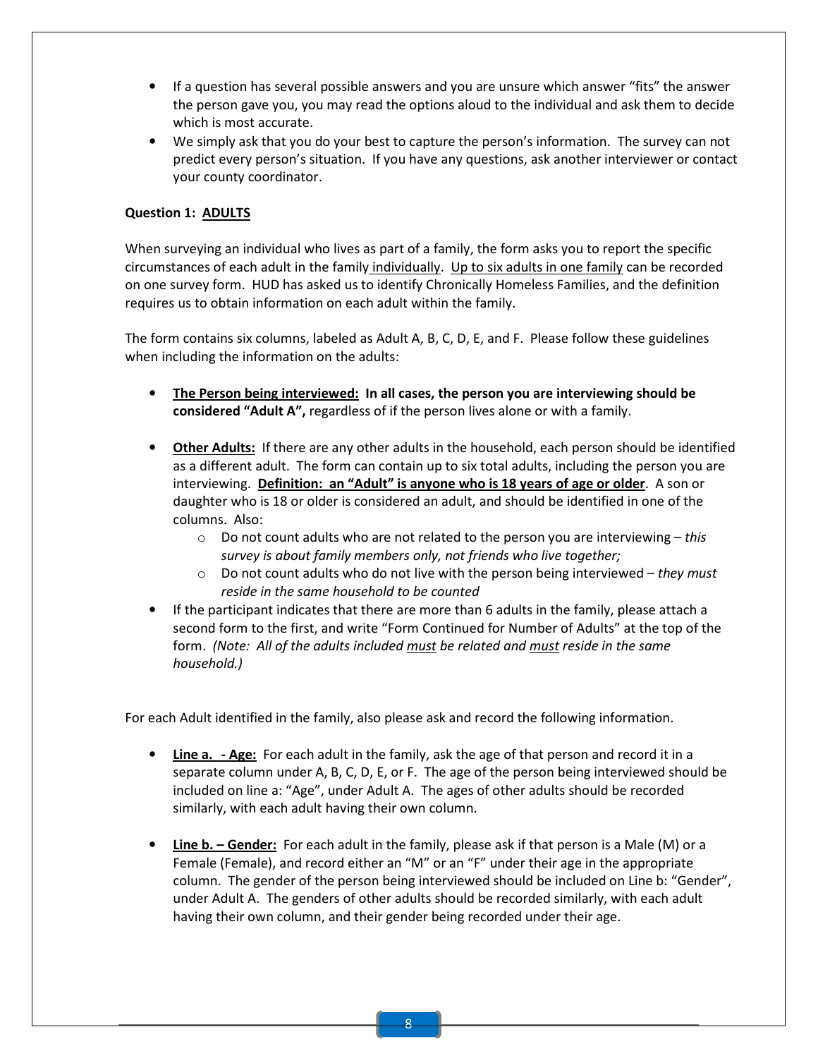- If a question has several possible answers and you are unsure which answer "fits" the answer the person gave you, you may read the options aloud to the individual and ask them to decide which is most accurate.
- We simply ask that you do your best to capture the person's information. The survey can not predict every person's situation. If you have any questions, ask another interviewer or contact your county coordinator.

**Question 1: ADULTS**

When surveying an individual who lives as part of a family, the form asks you to report the specific circumstances of each adult in the family individually. Up to six adults in one family can be recorded on one survey form. HUD has asked us to identify Chronically Homeless Families, and the definition requires us to obtain information on each adult within the family.

The form contains six columns, labeled as Adult A, B, C, D, E, and F. Please follow these guidelines when including the information on the adults:

- **The Person being interviewed: In all cases, the person you are interviewing should be considered "Adult A",** regardless of if the person lives alone or with a family.
- **Other Adults:** If there are any other adults in the household, each person should be identified as a different adult. The form can contain up to six total adults, including the person you are interviewing. **Definition: an "Adult" is anyone who is 18 years of age or older**. A son or daughter who is 18 or older is considered an adult, and should be identified in one of the columns. Also:
  - Do not count adults who are not related to the person you are interviewing – *this survey is about family members only, not friends who live together;*
  - Do not count adults who do not live with the person being interviewed – *they must reside in the same household to be counted*
- If the participant indicates that there are more than 6 adults in the family, please attach a second form to the first, and write "Form Continued for Number of Adults" at the top of the form. *(Note: All of the adults included must be related and must reside in the same household.)*

For each Adult identified in the family, also please ask and record the following information.

- **Line a. - Age:** For each adult in the family, ask the age of that person and record it in a separate column under A, B, C, D, E, or F. The age of the person being interviewed should be included on line a: "Age", under Adult A. The ages of other adults should be recorded similarly, with each adult having their own column.
- **Line b. – Gender:** For each adult in the family, please ask if that person is a Male (M) or a Female (Female), and record either an "M" or an "F" under their age in the appropriate column. The gender of the person being interviewed should be included on Line b: "Gender", under Adult A. The genders of other adults should be recorded similarly, with each adult having their own column, and their gender being recorded under their age.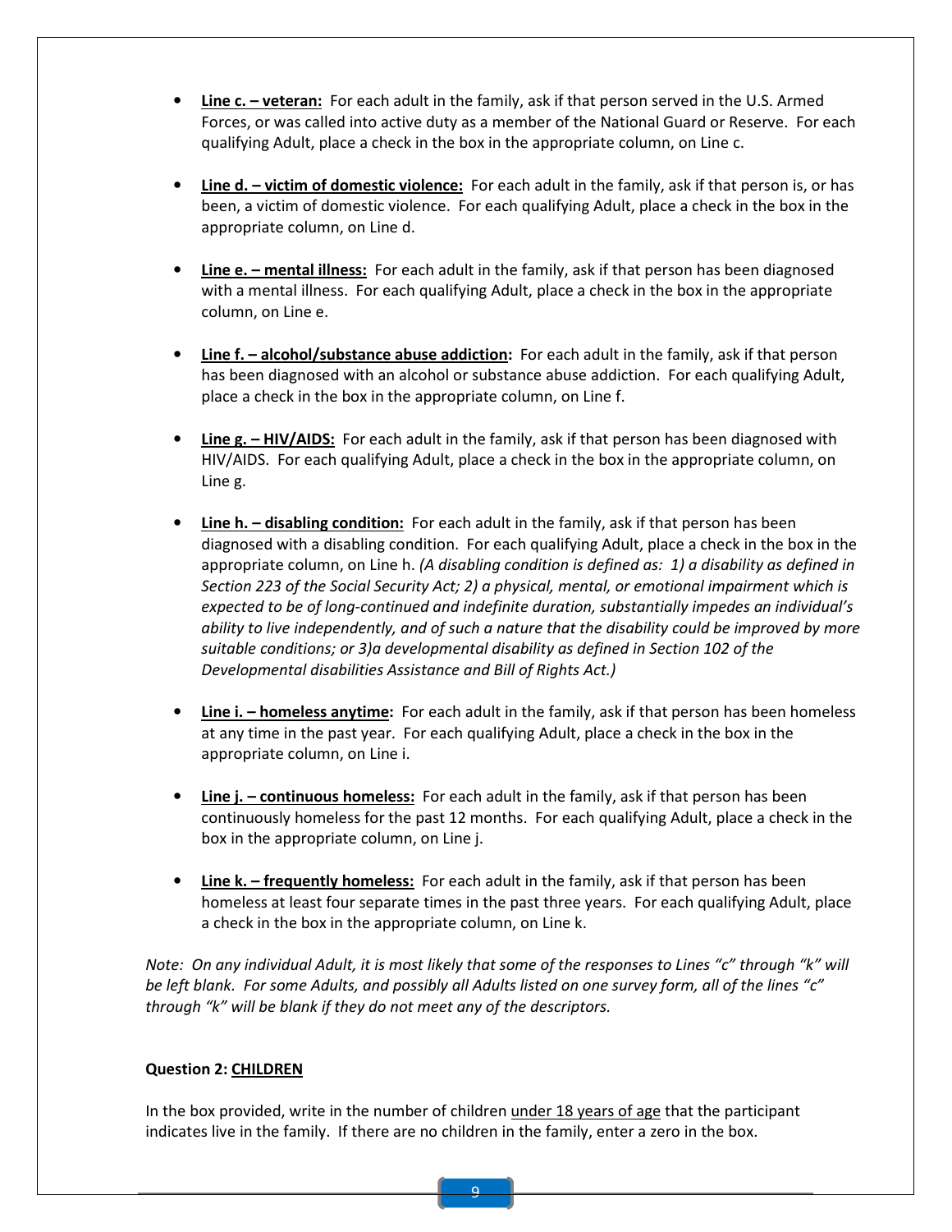- **<u>Line c. – veteran:</u>** For each adult in the family, ask if that person served in the U.S. Armed Forces, or was called into active duty as a member of the National Guard or Reserve. For each qualifying Adult, place a check in the box in the appropriate column, on Line c.

- **<u>Line d. – victim of domestic violence:</u>** For each adult in the family, ask if that person is, or has been, a victim of domestic violence. For each qualifying Adult, place a check in the box in the appropriate column, on Line d.

- **<u>Line e. – mental illness:</u>** For each adult in the family, ask if that person has been diagnosed with a mental illness. For each qualifying Adult, place a check in the box in the appropriate column, on Line e.

- **<u>Line f. – alcohol/substance abuse addiction</u>:** For each adult in the family, ask if that person has been diagnosed with an alcohol or substance abuse addiction. For each qualifying Adult, place a check in the box in the appropriate column, on Line f.

- **<u>Line g. – HIV/AIDS:</u>** For each adult in the family, ask if that person has been diagnosed with HIV/AIDS. For each qualifying Adult, place a check in the box in the appropriate column, on Line g.

- **<u>Line h. – disabling condition:</u>** For each adult in the family, ask if that person has been diagnosed with a disabling condition. For each qualifying Adult, place a check in the box in the appropriate column, on Line h. *(A disabling condition is defined as: 1) a disability as defined in Section 223 of the Social Security Act; 2) a physical, mental, or emotional impairment which is expected to be of long-continued and indefinite duration, substantially impedes an individual's ability to live independently, and of such a nature that the disability could be improved by more suitable conditions; or 3)a developmental disability as defined in Section 102 of the Developmental disabilities Assistance and Bill of Rights Act.)*

- **<u>Line i. – homeless anytime</u>:** For each adult in the family, ask if that person has been homeless at any time in the past year. For each qualifying Adult, place a check in the box in the appropriate column, on Line i.

- **<u>Line j. – continuous homeless:</u>** For each adult in the family, ask if that person has been continuously homeless for the past 12 months. For each qualifying Adult, place a check in the box in the appropriate column, on Line j.

- **<u>Line k. – frequently homeless:</u>** For each adult in the family, ask if that person has been homeless at least four separate times in the past three years. For each qualifying Adult, place a check in the box in the appropriate column, on Line k.

*Note: On any individual Adult, it is most likely that some of the responses to Lines "c" through "k" will be left blank. For some Adults, and possibly all Adults listed on one survey form, all of the lines "c" through "k" will be blank if they do not meet any of the descriptors.*

**Question 2: <u>CHILDREN</u>**

In the box provided, write in the number of children <u>under 18 years of age</u> that the participant indicates live in the family. If there are no children in the family, enter a zero in the box.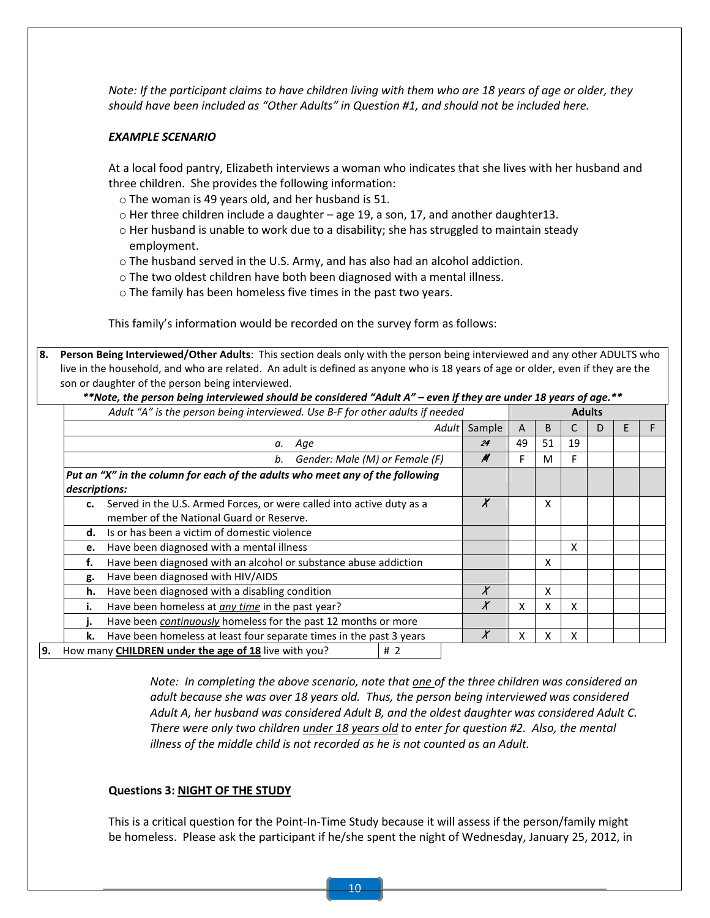*Note: If the participant claims to have children living with them who are 18 years of age or older, they should have been included as "Other Adults" in Question #1, and should not be included here.*

***EXAMPLE SCENARIO***

At a local food pantry, Elizabeth interviews a woman who indicates that she lives with her husband and three children. She provides the following information:

- The woman is 49 years old, and her husband is 51.
- Her three children include a daughter – age 19, a son, 17, and another daughter13.
- Her husband is unable to work due to a disability; she has struggled to maintain steady employment.
- The husband served in the U.S. Army, and has also had an alcohol addiction.
- The two oldest children have both been diagnosed with a mental illness.
- The family has been homeless five times in the past two years.

This family's information would be recorded on the survey form as follows:

**8. Person Being Interviewed/Other Adults**: This section deals only with the person being interviewed and any other ADULTS who live in the household, and who are related. An adult is defined as anyone who is 18 years of age or older, even if they are the son or daughter of the person being interviewed.

***\*\*Note, the person being interviewed should be considered "Adult A" – even if they are under 18 years of age.\*\****

| *Adult "A" is the person being interviewed. Use B-F for other adults if needed* | | **Adults** | | | | | |
|---|---|---|---|---|---|---|---|
| *Adult* | Sample | A | B | C | D | E | F |
| *a. Age* | 24 | 49 | 51 | 19 | | | |
| *b. Gender: Male (M) or Female (F)* | M | F | M | F | | | |
| ***Put an "X" in the column for each of the adults who meet any of the following descriptions:*** | | | | | | | |
| **c.** Served in the U.S. Armed Forces, or were called into active duty as a member of the National Guard or Reserve. | X | | X | | | | |
| **d.** Is or has been a victim of domestic violence | | | | | | | |
| **e.** Have been diagnosed with a mental illness | | | | X | | | |
| **f.** Have been diagnosed with an alcohol or substance abuse addiction | | | X | | | | |
| **g.** Have been diagnosed with HIV/AIDS | | | | | | | |
| **h.** Have been diagnosed with a disabling condition | X | | X | | | | |
| **i.** Have been homeless at *any time* in the past year? | X | X | X | X | | | |
| **j.** Have been *continuously* homeless for the past 12 months or more | | | | | | | |
| **k.** Have been homeless at least four separate times in the past 3 years | X | X | X | X | | | |

**9.** How many **CHILDREN under the age of 18** live with you? # 2

*Note: In completing the above scenario, note that one of the three children was considered an adult because she was over 18 years old. Thus, the person being interviewed was considered Adult A, her husband was considered Adult B, and the oldest daughter was considered Adult C. There were only two children under 18 years old to enter for question #2. Also, the mental illness of the middle child is not recorded as he is not counted as an Adult.*

**Questions 3: NIGHT OF THE STUDY**

This is a critical question for the Point-In-Time Study because it will assess if the person/family might be homeless. Please ask the participant if he/she spent the night of Wednesday, January 25, 2012, in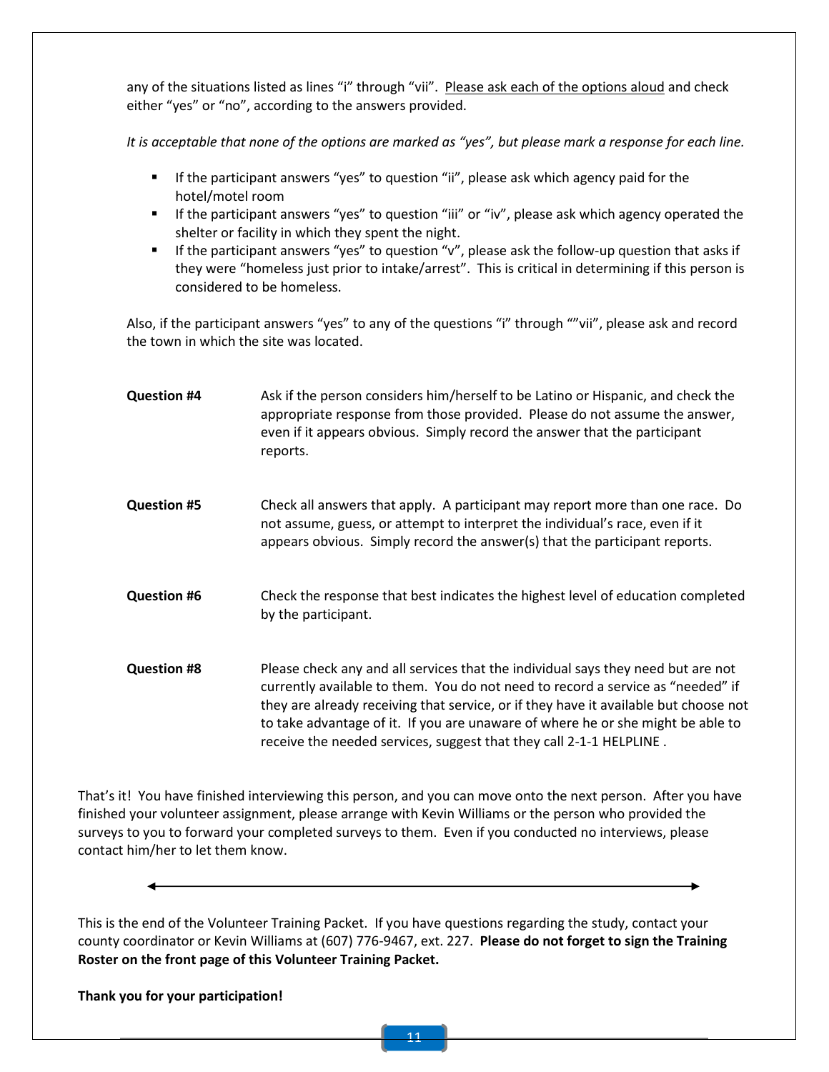any of the situations listed as lines "i" through "vii". Please ask each of the options aloud and check either "yes" or "no", according to the answers provided.

*It is acceptable that none of the options are marked as "yes", but please mark a response for each line.*

- If the participant answers "yes" to question "ii", please ask which agency paid for the hotel/motel room
- If the participant answers "yes" to question "iii" or "iv", please ask which agency operated the shelter or facility in which they spent the night.
- If the participant answers "yes" to question "v", please ask the follow-up question that asks if they were "homeless just prior to intake/arrest". This is critical in determining if this person is considered to be homeless.

Also, if the participant answers "yes" to any of the questions "i" through ""vii", please ask and record the town in which the site was located.

**Question #4** Ask if the person considers him/herself to be Latino or Hispanic, and check the appropriate response from those provided. Please do not assume the answer, even if it appears obvious. Simply record the answer that the participant reports.

**Question #5** Check all answers that apply. A participant may report more than one race. Do not assume, guess, or attempt to interpret the individual's race, even if it appears obvious. Simply record the answer(s) that the participant reports.

**Question #6** Check the response that best indicates the highest level of education completed by the participant.

**Question #8** Please check any and all services that the individual says they need but are not currently available to them. You do not need to record a service as "needed" if they are already receiving that service, or if they have it available but choose not to take advantage of it. If you are unaware of where he or she might be able to receive the needed services, suggest that they call 2-1-1 HELPLINE .

That's it! You have finished interviewing this person, and you can move onto the next person. After you have finished your volunteer assignment, please arrange with Kevin Williams or the person who provided the surveys to you to forward your completed surveys to them. Even if you conducted no interviews, please contact him/her to let them know.

This is the end of the Volunteer Training Packet. If you have questions regarding the study, contact your county coordinator or Kevin Williams at (607) 776-9467, ext. 227. **Please do not forget to sign the Training Roster on the front page of this Volunteer Training Packet.**

**Thank you for your participation!**